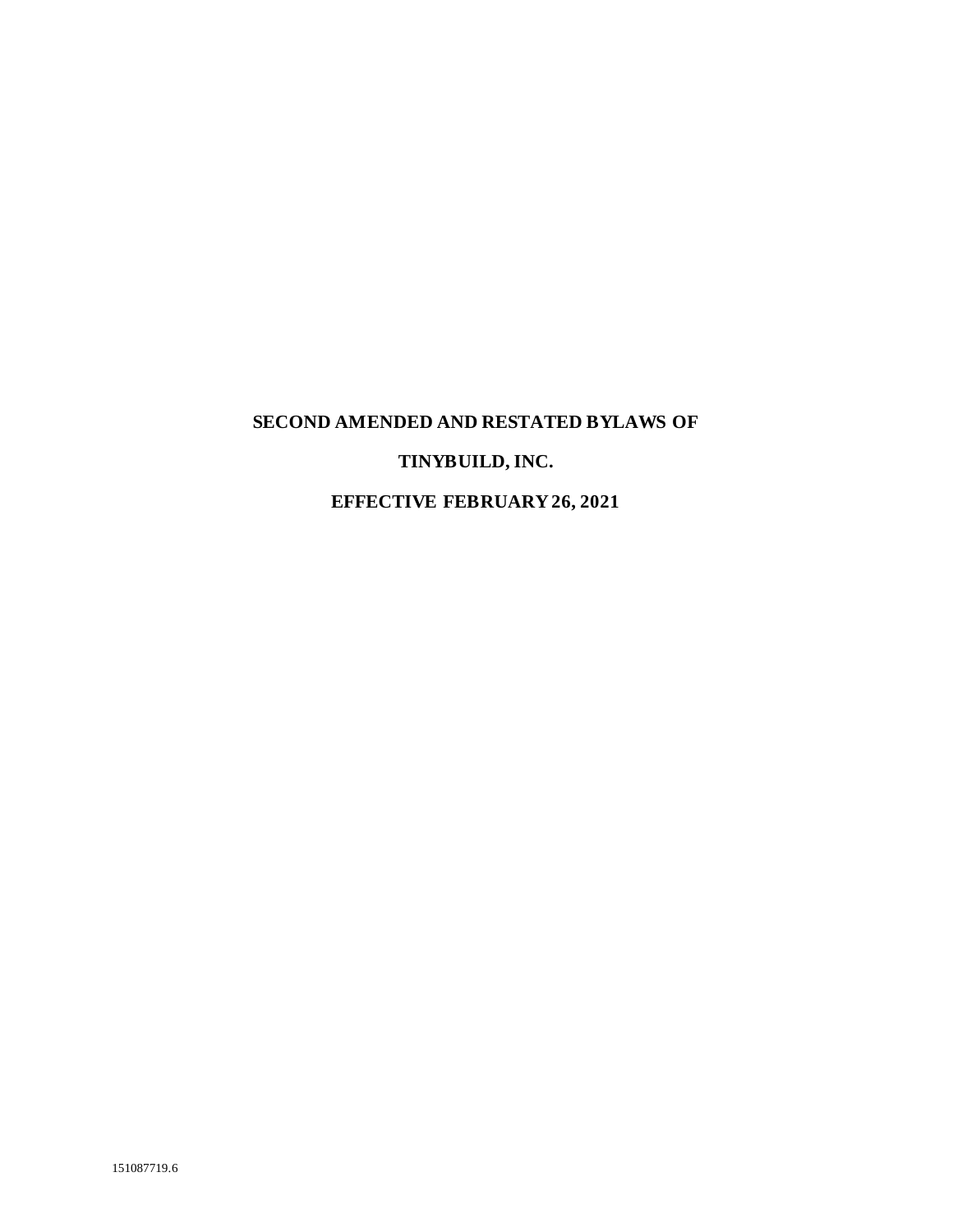# SECOND AMENDED AND RESTATED BYLAWS OF

# TINYBUILD, INC.

# EFFECTIVE FEBRUARY 26, 2021

151087719.6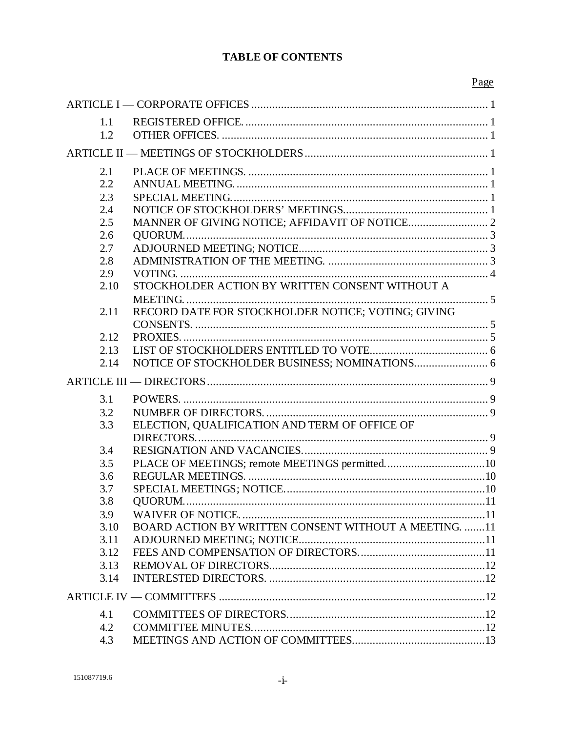# TABLE OF CONTENTS

| | | Page |
|---|---|---|
| ARTICLE I — CORPORATE OFFICES | | 1 |
| 1.1 | REGISTERED OFFICE. | 1 |
| 1.2 | OTHER OFFICES. | 1 |
| ARTICLE II — MEETINGS OF STOCKHOLDERS | | 1 |
| 2.1 | PLACE OF MEETINGS. | 1 |
| 2.2 | ANNUAL MEETING. | 1 |
| 2.3 | SPECIAL MEETING. | 1 |
| 2.4 | NOTICE OF STOCKHOLDERS' MEETINGS. | 1 |
| 2.5 | MANNER OF GIVING NOTICE; AFFIDAVIT OF NOTICE. | 2 |
| 2.6 | QUORUM. | 3 |
| 2.7 | ADJOURNED MEETING; NOTICE. | 3 |
| 2.8 | ADMINISTRATION OF THE MEETING. | 3 |
| 2.9 | VOTING. | 4 |
| 2.10 | STOCKHOLDER ACTION BY WRITTEN CONSENT WITHOUT A MEETING. | 5 |
| 2.11 | RECORD DATE FOR STOCKHOLDER NOTICE; VOTING; GIVING CONSENTS. | 5 |
| 2.12 | PROXIES. | 5 |
| 2.13 | LIST OF STOCKHOLDERS ENTITLED TO VOTE. | 6 |
| 2.14 | NOTICE OF STOCKHOLDER BUSINESS; NOMINATIONS. | 6 |
| ARTICLE III — DIRECTORS | | 9 |
| 3.1 | POWERS. | 9 |
| 3.2 | NUMBER OF DIRECTORS. | 9 |
| 3.3 | ELECTION, QUALIFICATION AND TERM OF OFFICE OF DIRECTORS. | 9 |
| 3.4 | RESIGNATION AND VACANCIES. | 9 |
| 3.5 | PLACE OF MEETINGS; remote MEETINGS permitted. | 10 |
| 3.6 | REGULAR MEETINGS. | 10 |
| 3.7 | SPECIAL MEETINGS; NOTICE. | 10 |
| 3.8 | QUORUM. | 11 |
| 3.9 | WAIVER OF NOTICE. | 11 |
| 3.10 | BOARD ACTION BY WRITTEN CONSENT WITHOUT A MEETING. | 11 |
| 3.11 | ADJOURNED MEETING; NOTICE. | 11 |
| 3.12 | FEES AND COMPENSATION OF DIRECTORS. | 11 |
| 3.13 | REMOVAL OF DIRECTORS. | 12 |
| 3.14 | INTERESTED DIRECTORS. | 12 |
| ARTICLE IV — COMMITTEES | | 12 |
| 4.1 | COMMITTEES OF DIRECTORS. | 12 |
| 4.2 | COMMITTEE MINUTES. | 12 |
| 4.3 | MEETINGS AND ACTION OF COMMITTEES. | 13 |

151087719.6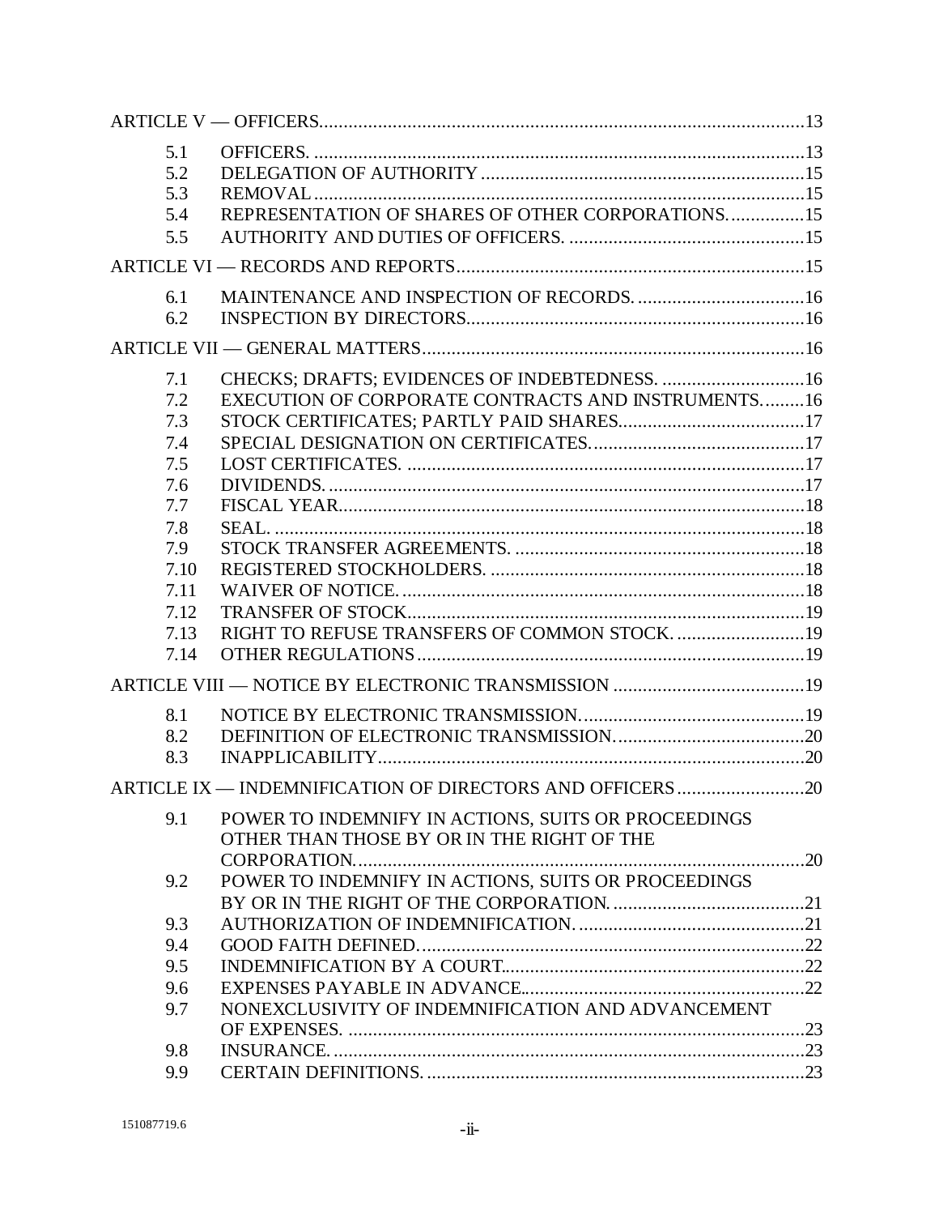| | | |
|---|---|---|
| ARTICLE V — OFFICERS | | 13 |
| 5.1 | OFFICERS. | 13 |
| 5.2 | DELEGATION OF AUTHORITY | 15 |
| 5.3 | REMOVAL | 15 |
| 5.4 | REPRESENTATION OF SHARES OF OTHER CORPORATIONS. | 15 |
| 5.5 | AUTHORITY AND DUTIES OF OFFICERS. | 15 |
| ARTICLE VI — RECORDS AND REPORTS | | 15 |
| 6.1 | MAINTENANCE AND INSPECTION OF RECORDS. | 16 |
| 6.2 | INSPECTION BY DIRECTORS | 16 |
| ARTICLE VII — GENERAL MATTERS | | 16 |
| 7.1 | CHECKS; DRAFTS; EVIDENCES OF INDEBTEDNESS. | 16 |
| 7.2 | EXECUTION OF CORPORATE CONTRACTS AND INSTRUMENTS. | 16 |
| 7.3 | STOCK CERTIFICATES; PARTLY PAID SHARES | 17 |
| 7.4 | SPECIAL DESIGNATION ON CERTIFICATES. | 17 |
| 7.5 | LOST CERTIFICATES. | 17 |
| 7.6 | DIVIDENDS. | 17 |
| 7.7 | FISCAL YEAR | 18 |
| 7.8 | SEAL. | 18 |
| 7.9 | STOCK TRANSFER AGREEMENTS. | 18 |
| 7.10 | REGISTERED STOCKHOLDERS. | 18 |
| 7.11 | WAIVER OF NOTICE. | 18 |
| 7.12 | TRANSFER OF STOCK | 19 |
| 7.13 | RIGHT TO REFUSE TRANSFERS OF COMMON STOCK. | 19 |
| 7.14 | OTHER REGULATIONS | 19 |
| ARTICLE VIII — NOTICE BY ELECTRONIC TRANSMISSION | | 19 |
| 8.1 | NOTICE BY ELECTRONIC TRANSMISSION. | 19 |
| 8.2 | DEFINITION OF ELECTRONIC TRANSMISSION. | 20 |
| 8.3 | INAPPLICABILITY | 20 |
| ARTICLE IX — INDEMNIFICATION OF DIRECTORS AND OFFICERS | | 20 |
| 9.1 | POWER TO INDEMNIFY IN ACTIONS, SUITS OR PROCEEDINGS OTHER THAN THOSE BY OR IN THE RIGHT OF THE CORPORATION. | 20 |
| 9.2 | POWER TO INDEMNIFY IN ACTIONS, SUITS OR PROCEEDINGS BY OR IN THE RIGHT OF THE CORPORATION. | 21 |
| 9.3 | AUTHORIZATION OF INDEMNIFICATION. | 21 |
| 9.4 | GOOD FAITH DEFINED. | 22 |
| 9.5 | INDEMNIFICATION BY A COURT | 22 |
| 9.6 | EXPENSES PAYABLE IN ADVANCE | 22 |
| 9.7 | NONEXCLUSIVITY OF INDEMNIFICATION AND ADVANCEMENT OF EXPENSES. | 23 |
| 9.8 | INSURANCE. | 23 |
| 9.9 | CERTAIN DEFINITIONS. | 23 |

151087719.6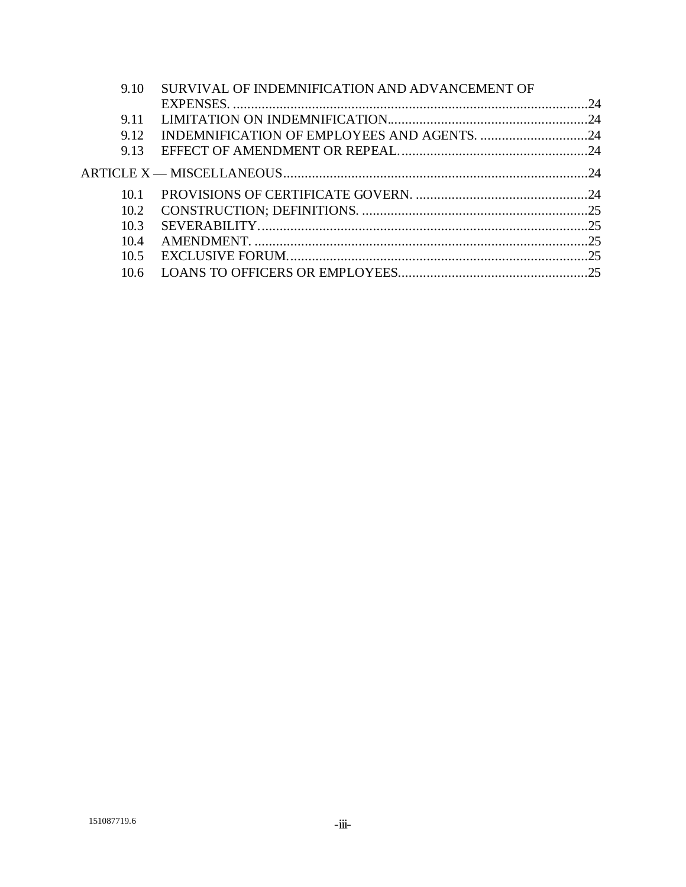| | | |
|---|---|---|
| 9.10 | SURVIVAL OF INDEMNIFICATION AND ADVANCEMENT OF EXPENSES. | 24 |
| 9.11 | LIMITATION ON INDEMNIFICATION. | 24 |
| 9.12 | INDEMNIFICATION OF EMPLOYEES AND AGENTS. | 24 |
| 9.13 | EFFECT OF AMENDMENT OR REPEAL. | 24 |
| ARTICLE X — MISCELLANEOUS | | 24 |
| 10.1 | PROVISIONS OF CERTIFICATE GOVERN. | 24 |
| 10.2 | CONSTRUCTION; DEFINITIONS. | 25 |
| 10.3 | SEVERABILITY. | 25 |
| 10.4 | AMENDMENT. | 25 |
| 10.5 | EXCLUSIVE FORUM. | 25 |
| 10.6 | LOANS TO OFFICERS OR EMPLOYEES. | 25 |

151087719.6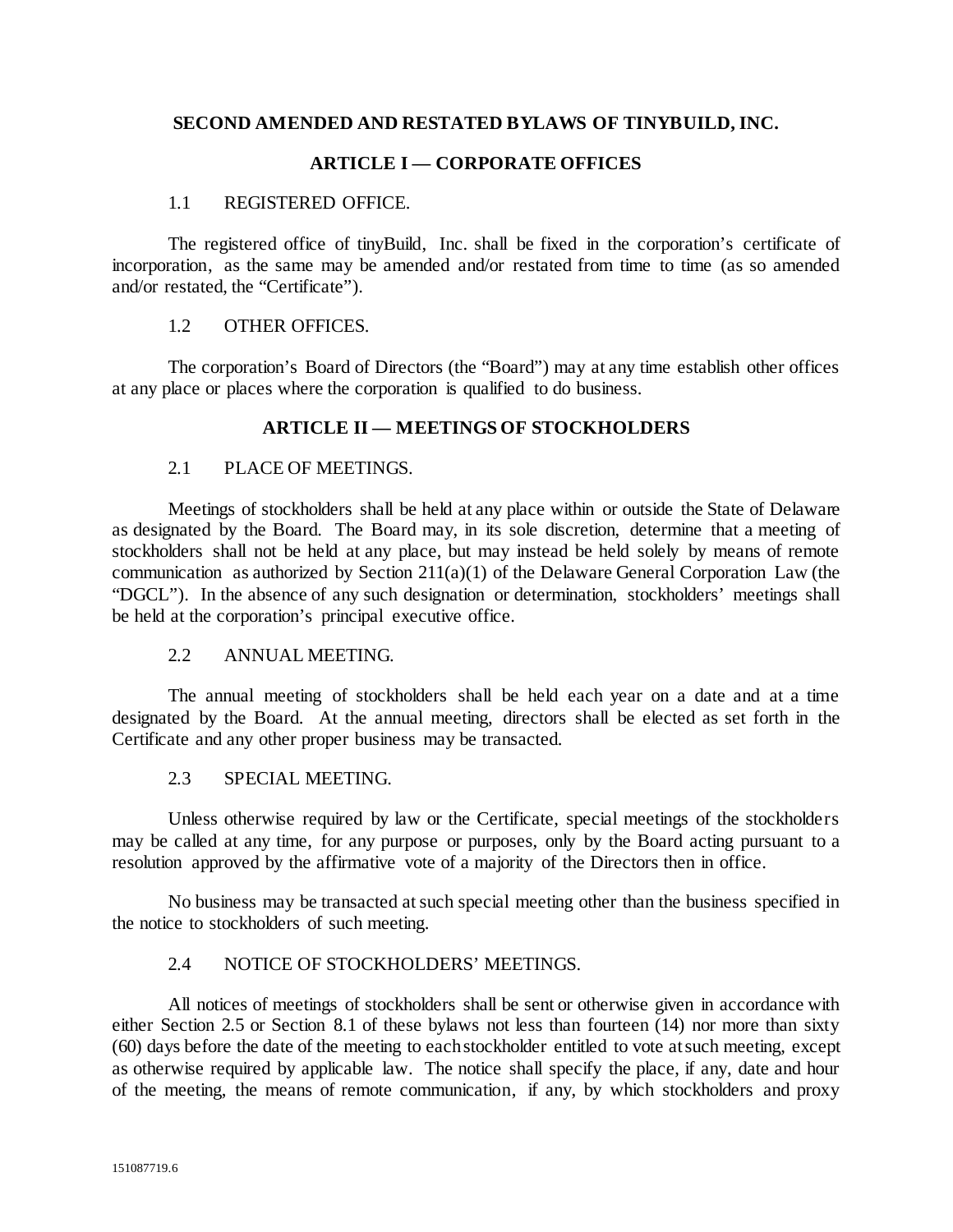# SECOND AMENDED AND RESTATED BYLAWS OF TINYBUILD, INC.

## ARTICLE I — CORPORATE OFFICES

### 1.1 REGISTERED OFFICE.

The registered office of tinyBuild, Inc. shall be fixed in the corporation's certificate of incorporation, as the same may be amended and/or restated from time to time (as so amended and/or restated, the "Certificate").

### 1.2 OTHER OFFICES.

The corporation's Board of Directors (the "Board") may at any time establish other offices at any place or places where the corporation is qualified to do business.

## ARTICLE II — MEETINGS OF STOCKHOLDERS

### 2.1 PLACE OF MEETINGS.

Meetings of stockholders shall be held at any place within or outside the State of Delaware as designated by the Board. The Board may, in its sole discretion, determine that a meeting of stockholders shall not be held at any place, but may instead be held solely by means of remote communication as authorized by Section 211(a)(1) of the Delaware General Corporation Law (the "DGCL"). In the absence of any such designation or determination, stockholders' meetings shall be held at the corporation's principal executive office.

### 2.2 ANNUAL MEETING.

The annual meeting of stockholders shall be held each year on a date and at a time designated by the Board. At the annual meeting, directors shall be elected as set forth in the Certificate and any other proper business may be transacted.

### 2.3 SPECIAL MEETING.

Unless otherwise required by law or the Certificate, special meetings of the stockholders may be called at any time, for any purpose or purposes, only by the Board acting pursuant to a resolution approved by the affirmative vote of a majority of the Directors then in office.

No business may be transacted at such special meeting other than the business specified in the notice to stockholders of such meeting.

### 2.4 NOTICE OF STOCKHOLDERS' MEETINGS.

All notices of meetings of stockholders shall be sent or otherwise given in accordance with either Section 2.5 or Section 8.1 of these bylaws not less than fourteen (14) nor more than sixty (60) days before the date of the meeting to each stockholder entitled to vote at such meeting, except as otherwise required by applicable law. The notice shall specify the place, if any, date and hour of the meeting, the means of remote communication, if any, by which stockholders and proxy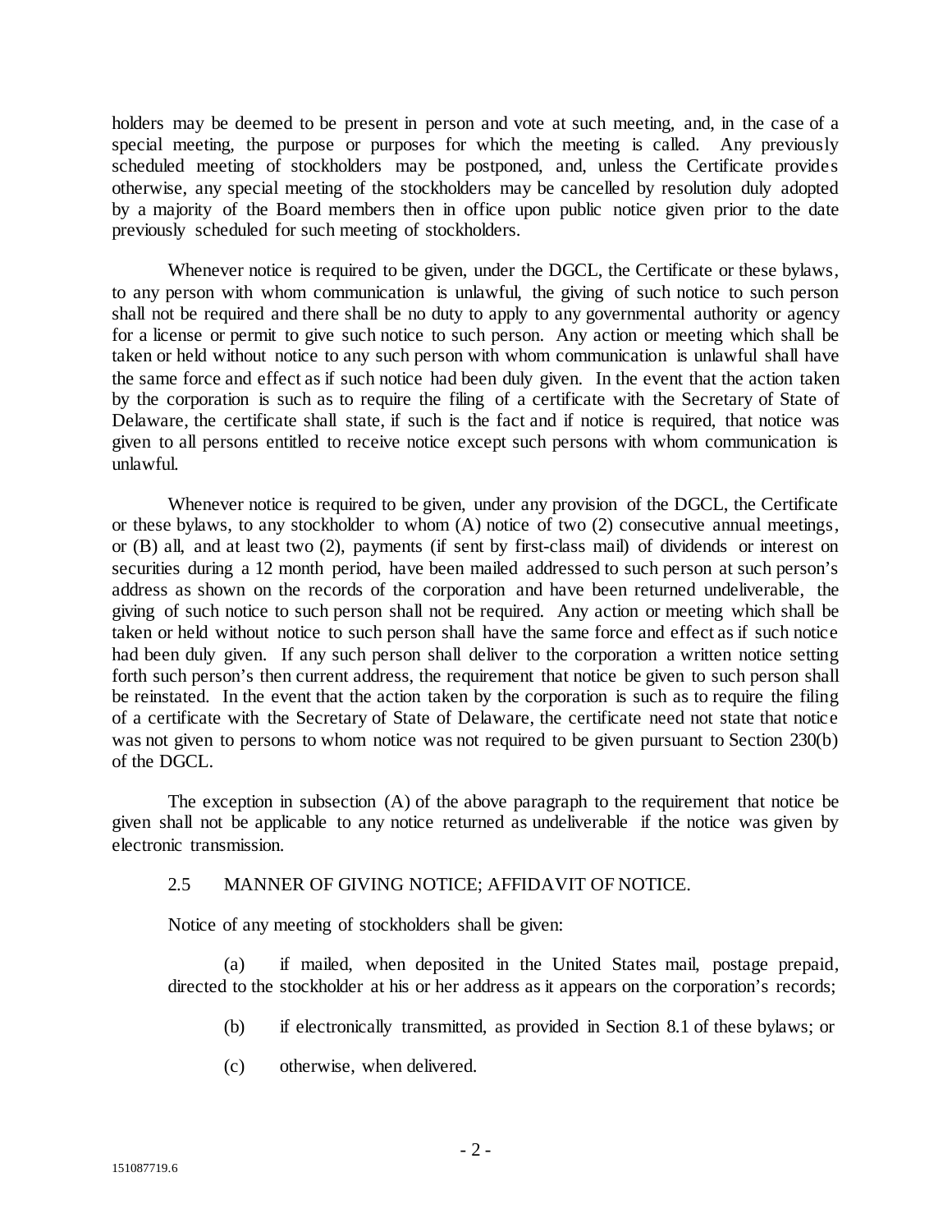holders may be deemed to be present in person and vote at such meeting, and, in the case of a special meeting, the purpose or purposes for which the meeting is called. Any previously scheduled meeting of stockholders may be postponed, and, unless the Certificate provides otherwise, any special meeting of the stockholders may be cancelled by resolution duly adopted by a majority of the Board members then in office upon public notice given prior to the date previously scheduled for such meeting of stockholders.

Whenever notice is required to be given, under the DGCL, the Certificate or these bylaws, to any person with whom communication is unlawful, the giving of such notice to such person shall not be required and there shall be no duty to apply to any governmental authority or agency for a license or permit to give such notice to such person. Any action or meeting which shall be taken or held without notice to any such person with whom communication is unlawful shall have the same force and effect as if such notice had been duly given. In the event that the action taken by the corporation is such as to require the filing of a certificate with the Secretary of State of Delaware, the certificate shall state, if such is the fact and if notice is required, that notice was given to all persons entitled to receive notice except such persons with whom communication is unlawful.

Whenever notice is required to be given, under any provision of the DGCL, the Certificate or these bylaws, to any stockholder to whom (A) notice of two (2) consecutive annual meetings, or (B) all, and at least two (2), payments (if sent by first-class mail) of dividends or interest on securities during a 12 month period, have been mailed addressed to such person at such person's address as shown on the records of the corporation and have been returned undeliverable, the giving of such notice to such person shall not be required. Any action or meeting which shall be taken or held without notice to such person shall have the same force and effect as if such notice had been duly given. If any such person shall deliver to the corporation a written notice setting forth such person's then current address, the requirement that notice be given to such person shall be reinstated. In the event that the action taken by the corporation is such as to require the filing of a certificate with the Secretary of State of Delaware, the certificate need not state that notice was not given to persons to whom notice was not required to be given pursuant to Section 230(b) of the DGCL.

The exception in subsection (A) of the above paragraph to the requirement that notice be given shall not be applicable to any notice returned as undeliverable if the notice was given by electronic transmission.

### 2.5 MANNER OF GIVING NOTICE; AFFIDAVIT OF NOTICE.

Notice of any meeting of stockholders shall be given:

(a) if mailed, when deposited in the United States mail, postage prepaid, directed to the stockholder at his or her address as it appears on the corporation's records;

(b) if electronically transmitted, as provided in Section 8.1 of these bylaws; or

(c) otherwise, when delivered.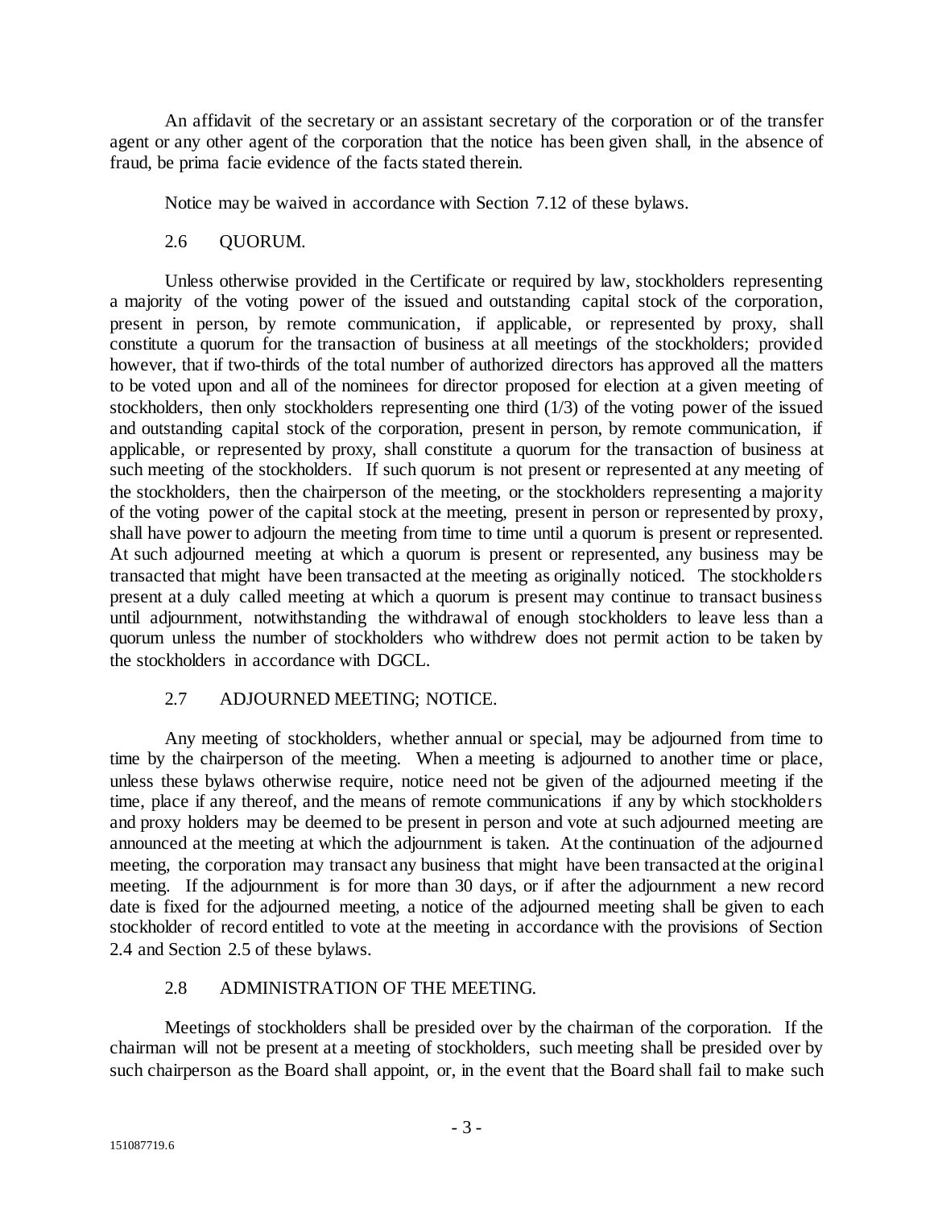An affidavit of the secretary or an assistant secretary of the corporation or of the transfer agent or any other agent of the corporation that the notice has been given shall, in the absence of fraud, be prima facie evidence of the facts stated therein.

Notice may be waived in accordance with Section 7.12 of these bylaws.

## 2.6 QUORUM.

Unless otherwise provided in the Certificate or required by law, stockholders representing a majority of the voting power of the issued and outstanding capital stock of the corporation, present in person, by remote communication, if applicable, or represented by proxy, shall constitute a quorum for the transaction of business at all meetings of the stockholders; provided however, that if two-thirds of the total number of authorized directors has approved all the matters to be voted upon and all of the nominees for director proposed for election at a given meeting of stockholders, then only stockholders representing one third (1/3) of the voting power of the issued and outstanding capital stock of the corporation, present in person, by remote communication, if applicable, or represented by proxy, shall constitute a quorum for the transaction of business at such meeting of the stockholders. If such quorum is not present or represented at any meeting of the stockholders, then the chairperson of the meeting, or the stockholders representing a majority of the voting power of the capital stock at the meeting, present in person or represented by proxy, shall have power to adjourn the meeting from time to time until a quorum is present or represented. At such adjourned meeting at which a quorum is present or represented, any business may be transacted that might have been transacted at the meeting as originally noticed. The stockholders present at a duly called meeting at which a quorum is present may continue to transact business until adjournment, notwithstanding the withdrawal of enough stockholders to leave less than a quorum unless the number of stockholders who withdrew does not permit action to be taken by the stockholders in accordance with DGCL.

## 2.7 ADJOURNED MEETING; NOTICE.

Any meeting of stockholders, whether annual or special, may be adjourned from time to time by the chairperson of the meeting. When a meeting is adjourned to another time or place, unless these bylaws otherwise require, notice need not be given of the adjourned meeting if the time, place if any thereof, and the means of remote communications if any by which stockholders and proxy holders may be deemed to be present in person and vote at such adjourned meeting are announced at the meeting at which the adjournment is taken. At the continuation of the adjourned meeting, the corporation may transact any business that might have been transacted at the original meeting. If the adjournment is for more than 30 days, or if after the adjournment a new record date is fixed for the adjourned meeting, a notice of the adjourned meeting shall be given to each stockholder of record entitled to vote at the meeting in accordance with the provisions of Section 2.4 and Section 2.5 of these bylaws.

## 2.8 ADMINISTRATION OF THE MEETING.

Meetings of stockholders shall be presided over by the chairman of the corporation. If the chairman will not be present at a meeting of stockholders, such meeting shall be presided over by such chairperson as the Board shall appoint, or, in the event that the Board shall fail to make such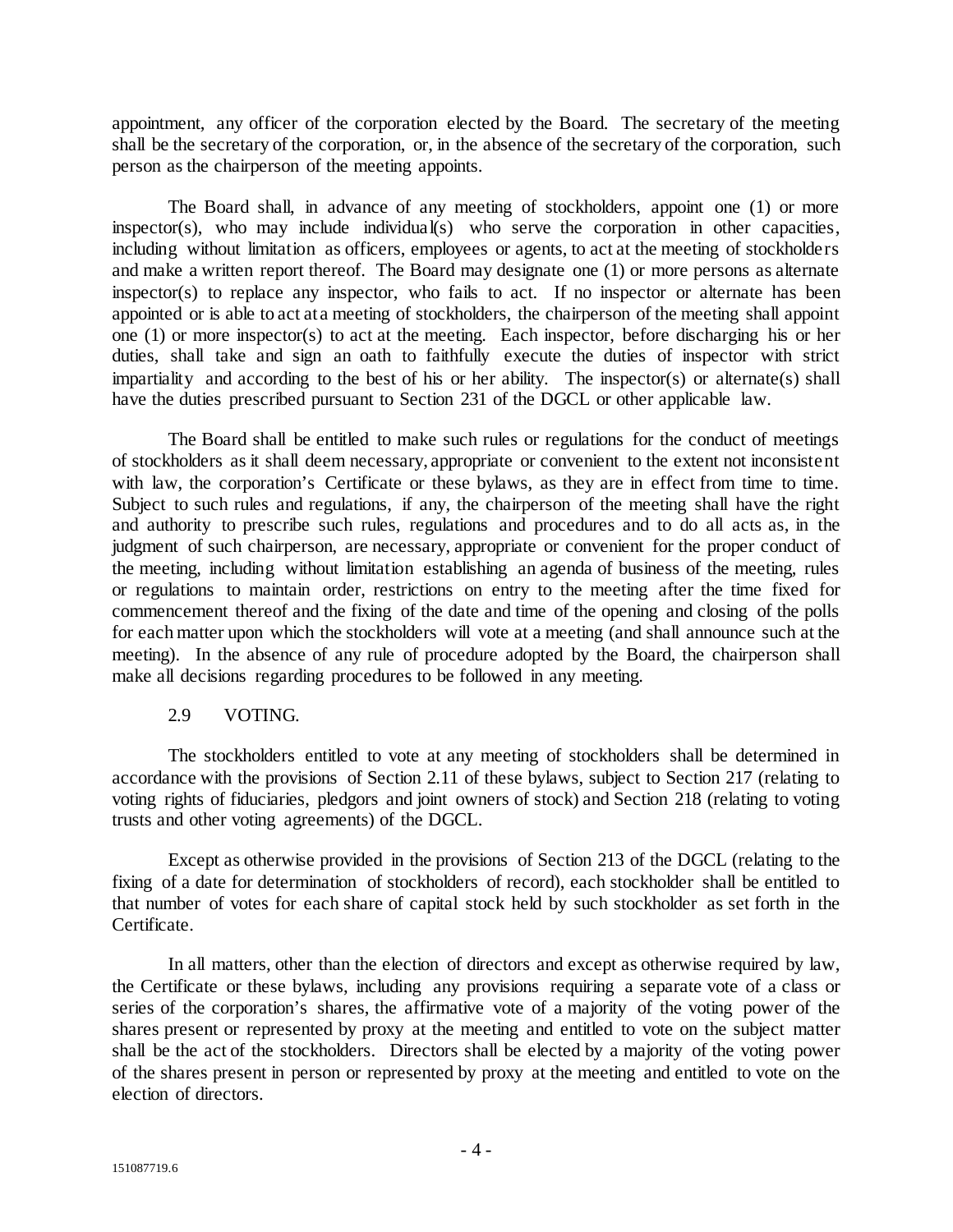appointment, any officer of the corporation elected by the Board. The secretary of the meeting shall be the secretary of the corporation, or, in the absence of the secretary of the corporation, such person as the chairperson of the meeting appoints.

The Board shall, in advance of any meeting of stockholders, appoint one (1) or more inspector(s), who may include individual(s) who serve the corporation in other capacities, including without limitation as officers, employees or agents, to act at the meeting of stockholders and make a written report thereof. The Board may designate one (1) or more persons as alternate inspector(s) to replace any inspector, who fails to act. If no inspector or alternate has been appointed or is able to act at a meeting of stockholders, the chairperson of the meeting shall appoint one (1) or more inspector(s) to act at the meeting. Each inspector, before discharging his or her duties, shall take and sign an oath to faithfully execute the duties of inspector with strict impartiality and according to the best of his or her ability. The inspector(s) or alternate(s) shall have the duties prescribed pursuant to Section 231 of the DGCL or other applicable law.

The Board shall be entitled to make such rules or regulations for the conduct of meetings of stockholders as it shall deem necessary, appropriate or convenient to the extent not inconsistent with law, the corporation's Certificate or these bylaws, as they are in effect from time to time. Subject to such rules and regulations, if any, the chairperson of the meeting shall have the right and authority to prescribe such rules, regulations and procedures and to do all acts as, in the judgment of such chairperson, are necessary, appropriate or convenient for the proper conduct of the meeting, including without limitation establishing an agenda of business of the meeting, rules or regulations to maintain order, restrictions on entry to the meeting after the time fixed for commencement thereof and the fixing of the date and time of the opening and closing of the polls for each matter upon which the stockholders will vote at a meeting (and shall announce such at the meeting). In the absence of any rule of procedure adopted by the Board, the chairperson shall make all decisions regarding procedures to be followed in any meeting.

### 2.9 VOTING.

The stockholders entitled to vote at any meeting of stockholders shall be determined in accordance with the provisions of Section 2.11 of these bylaws, subject to Section 217 (relating to voting rights of fiduciaries, pledgors and joint owners of stock) and Section 218 (relating to voting trusts and other voting agreements) of the DGCL.

Except as otherwise provided in the provisions of Section 213 of the DGCL (relating to the fixing of a date for determination of stockholders of record), each stockholder shall be entitled to that number of votes for each share of capital stock held by such stockholder as set forth in the Certificate.

In all matters, other than the election of directors and except as otherwise required by law, the Certificate or these bylaws, including any provisions requiring a separate vote of a class or series of the corporation's shares, the affirmative vote of a majority of the voting power of the shares present or represented by proxy at the meeting and entitled to vote on the subject matter shall be the act of the stockholders. Directors shall be elected by a majority of the voting power of the shares present in person or represented by proxy at the meeting and entitled to vote on the election of directors.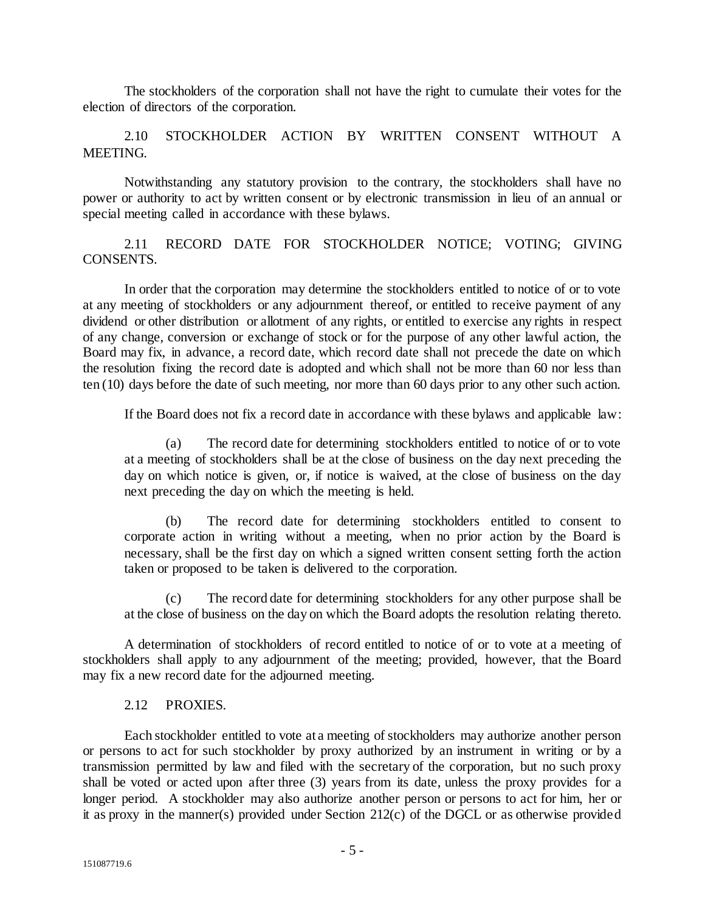The stockholders of the corporation shall not have the right to cumulate their votes for the election of directors of the corporation.

### 2.10 STOCKHOLDER ACTION BY WRITTEN CONSENT WITHOUT A MEETING.

Notwithstanding any statutory provision to the contrary, the stockholders shall have no power or authority to act by written consent or by electronic transmission in lieu of an annual or special meeting called in accordance with these bylaws.

### 2.11 RECORD DATE FOR STOCKHOLDER NOTICE; VOTING; GIVING CONSENTS.

In order that the corporation may determine the stockholders entitled to notice of or to vote at any meeting of stockholders or any adjournment thereof, or entitled to receive payment of any dividend or other distribution or allotment of any rights, or entitled to exercise any rights in respect of any change, conversion or exchange of stock or for the purpose of any other lawful action, the Board may fix, in advance, a record date, which record date shall not precede the date on which the resolution fixing the record date is adopted and which shall not be more than 60 nor less than ten (10) days before the date of such meeting, nor more than 60 days prior to any other such action.

If the Board does not fix a record date in accordance with these bylaws and applicable law:

(a) The record date for determining stockholders entitled to notice of or to vote at a meeting of stockholders shall be at the close of business on the day next preceding the day on which notice is given, or, if notice is waived, at the close of business on the day next preceding the day on which the meeting is held.

(b) The record date for determining stockholders entitled to consent to corporate action in writing without a meeting, when no prior action by the Board is necessary, shall be the first day on which a signed written consent setting forth the action taken or proposed to be taken is delivered to the corporation.

(c) The record date for determining stockholders for any other purpose shall be at the close of business on the day on which the Board adopts the resolution relating thereto.

A determination of stockholders of record entitled to notice of or to vote at a meeting of stockholders shall apply to any adjournment of the meeting; provided, however, that the Board may fix a new record date for the adjourned meeting.

### 2.12 PROXIES.

Each stockholder entitled to vote at a meeting of stockholders may authorize another person or persons to act for such stockholder by proxy authorized by an instrument in writing or by a transmission permitted by law and filed with the secretary of the corporation, but no such proxy shall be voted or acted upon after three (3) years from its date, unless the proxy provides for a longer period. A stockholder may also authorize another person or persons to act for him, her or it as proxy in the manner(s) provided under Section 212(c) of the DGCL or as otherwise provided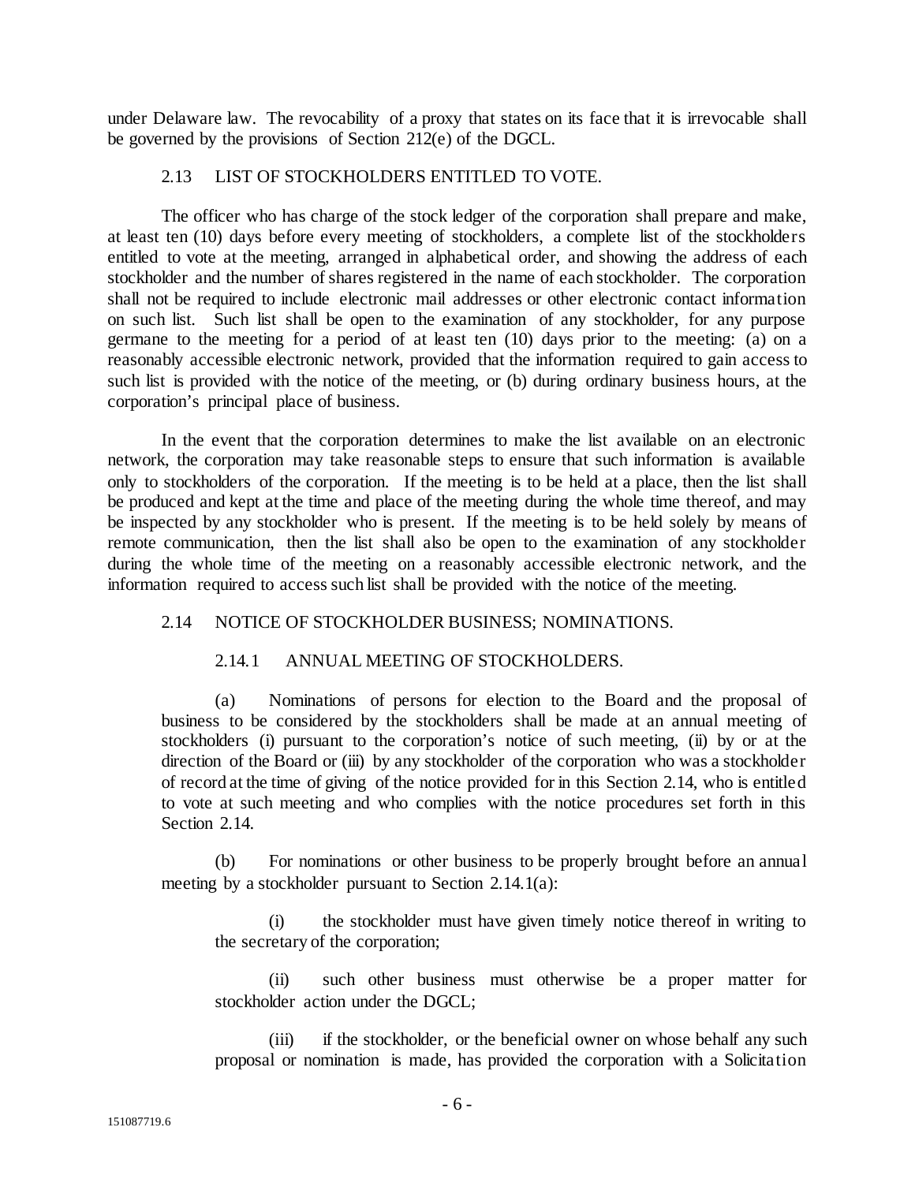under Delaware law. The revocability of a proxy that states on its face that it is irrevocable shall be governed by the provisions of Section 212(e) of the DGCL.

### 2.13 LIST OF STOCKHOLDERS ENTITLED TO VOTE.

The officer who has charge of the stock ledger of the corporation shall prepare and make, at least ten (10) days before every meeting of stockholders, a complete list of the stockholders entitled to vote at the meeting, arranged in alphabetical order, and showing the address of each stockholder and the number of shares registered in the name of each stockholder. The corporation shall not be required to include electronic mail addresses or other electronic contact information on such list. Such list shall be open to the examination of any stockholder, for any purpose germane to the meeting for a period of at least ten (10) days prior to the meeting: (a) on a reasonably accessible electronic network, provided that the information required to gain access to such list is provided with the notice of the meeting, or (b) during ordinary business hours, at the corporation's principal place of business.

In the event that the corporation determines to make the list available on an electronic network, the corporation may take reasonable steps to ensure that such information is available only to stockholders of the corporation. If the meeting is to be held at a place, then the list shall be produced and kept at the time and place of the meeting during the whole time thereof, and may be inspected by any stockholder who is present. If the meeting is to be held solely by means of remote communication, then the list shall also be open to the examination of any stockholder during the whole time of the meeting on a reasonably accessible electronic network, and the information required to access such list shall be provided with the notice of the meeting.

### 2.14 NOTICE OF STOCKHOLDER BUSINESS; NOMINATIONS.

#### 2.14.1 ANNUAL MEETING OF STOCKHOLDERS.

(a) Nominations of persons for election to the Board and the proposal of business to be considered by the stockholders shall be made at an annual meeting of stockholders (i) pursuant to the corporation's notice of such meeting, (ii) by or at the direction of the Board or (iii) by any stockholder of the corporation who was a stockholder of record at the time of giving of the notice provided for in this Section 2.14, who is entitled to vote at such meeting and who complies with the notice procedures set forth in this Section 2.14.

(b) For nominations or other business to be properly brought before an annual meeting by a stockholder pursuant to Section 2.14.1(a):

(i) the stockholder must have given timely notice thereof in writing to the secretary of the corporation;

(ii) such other business must otherwise be a proper matter for stockholder action under the DGCL;

(iii) if the stockholder, or the beneficial owner on whose behalf any such proposal or nomination is made, has provided the corporation with a Solicitation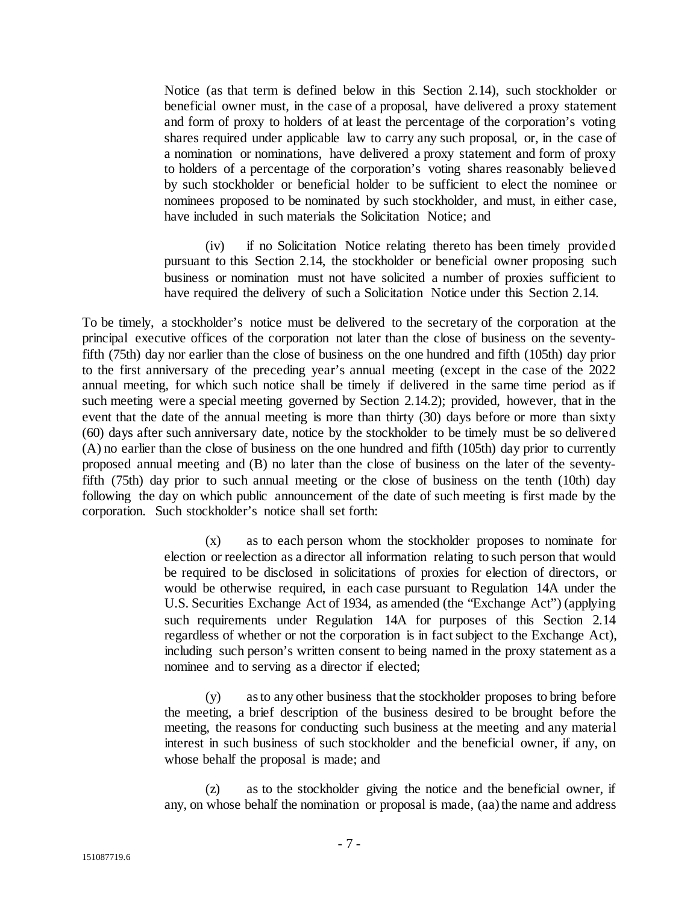Notice (as that term is defined below in this Section 2.14), such stockholder or beneficial owner must, in the case of a proposal, have delivered a proxy statement and form of proxy to holders of at least the percentage of the corporation's voting shares required under applicable law to carry any such proposal, or, in the case of a nomination or nominations, have delivered a proxy statement and form of proxy to holders of a percentage of the corporation's voting shares reasonably believed by such stockholder or beneficial holder to be sufficient to elect the nominee or nominees proposed to be nominated by such stockholder, and must, in either case, have included in such materials the Solicitation Notice; and

(iv) if no Solicitation Notice relating thereto has been timely provided pursuant to this Section 2.14, the stockholder or beneficial owner proposing such business or nomination must not have solicited a number of proxies sufficient to have required the delivery of such a Solicitation Notice under this Section 2.14.

To be timely, a stockholder's notice must be delivered to the secretary of the corporation at the principal executive offices of the corporation not later than the close of business on the seventy-fifth (75th) day nor earlier than the close of business on the one hundred and fifth (105th) day prior to the first anniversary of the preceding year's annual meeting (except in the case of the 2022 annual meeting, for which such notice shall be timely if delivered in the same time period as if such meeting were a special meeting governed by Section 2.14.2); provided, however, that in the event that the date of the annual meeting is more than thirty (30) days before or more than sixty (60) days after such anniversary date, notice by the stockholder to be timely must be so delivered (A) no earlier than the close of business on the one hundred and fifth (105th) day prior to currently proposed annual meeting and (B) no later than the close of business on the later of the seventy-fifth (75th) day prior to such annual meeting or the close of business on the tenth (10th) day following the day on which public announcement of the date of such meeting is first made by the corporation. Such stockholder's notice shall set forth:

(x) as to each person whom the stockholder proposes to nominate for election or reelection as a director all information relating to such person that would be required to be disclosed in solicitations of proxies for election of directors, or would be otherwise required, in each case pursuant to Regulation 14A under the U.S. Securities Exchange Act of 1934, as amended (the "Exchange Act") (applying such requirements under Regulation 14A for purposes of this Section 2.14 regardless of whether or not the corporation is in fact subject to the Exchange Act), including such person's written consent to being named in the proxy statement as a nominee and to serving as a director if elected;

(y) as to any other business that the stockholder proposes to bring before the meeting, a brief description of the business desired to be brought before the meeting, the reasons for conducting such business at the meeting and any material interest in such business of such stockholder and the beneficial owner, if any, on whose behalf the proposal is made; and

(z) as to the stockholder giving the notice and the beneficial owner, if any, on whose behalf the nomination or proposal is made, (aa) the name and address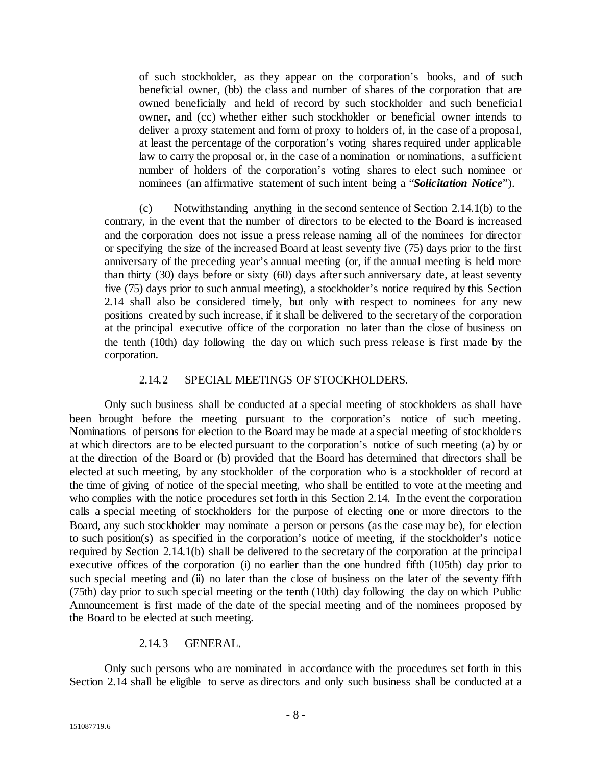of such stockholder, as they appear on the corporation's books, and of such beneficial owner, (bb) the class and number of shares of the corporation that are owned beneficially and held of record by such stockholder and such beneficial owner, and (cc) whether either such stockholder or beneficial owner intends to deliver a proxy statement and form of proxy to holders of, in the case of a proposal, at least the percentage of the corporation's voting shares required under applicable law to carry the proposal or, in the case of a nomination or nominations, a sufficient number of holders of the corporation's voting shares to elect such nominee or nominees (an affirmative statement of such intent being a "***Solicitation Notice***").

(c) Notwithstanding anything in the second sentence of Section 2.14.1(b) to the contrary, in the event that the number of directors to be elected to the Board is increased and the corporation does not issue a press release naming all of the nominees for director or specifying the size of the increased Board at least seventy five (75) days prior to the first anniversary of the preceding year's annual meeting (or, if the annual meeting is held more than thirty (30) days before or sixty (60) days after such anniversary date, at least seventy five (75) days prior to such annual meeting), a stockholder's notice required by this Section 2.14 shall also be considered timely, but only with respect to nominees for any new positions created by such increase, if it shall be delivered to the secretary of the corporation at the principal executive office of the corporation no later than the close of business on the tenth (10th) day following the day on which such press release is first made by the corporation.

### 2.14.2 SPECIAL MEETINGS OF STOCKHOLDERS.

Only such business shall be conducted at a special meeting of stockholders as shall have been brought before the meeting pursuant to the corporation's notice of such meeting. Nominations of persons for election to the Board may be made at a special meeting of stockholders at which directors are to be elected pursuant to the corporation's notice of such meeting (a) by or at the direction of the Board or (b) provided that the Board has determined that directors shall be elected at such meeting, by any stockholder of the corporation who is a stockholder of record at the time of giving of notice of the special meeting, who shall be entitled to vote at the meeting and who complies with the notice procedures set forth in this Section 2.14. In the event the corporation calls a special meeting of stockholders for the purpose of electing one or more directors to the Board, any such stockholder may nominate a person or persons (as the case may be), for election to such position(s) as specified in the corporation's notice of meeting, if the stockholder's notice required by Section 2.14.1(b) shall be delivered to the secretary of the corporation at the principal executive offices of the corporation (i) no earlier than the one hundred fifth (105th) day prior to such special meeting and (ii) no later than the close of business on the later of the seventy fifth (75th) day prior to such special meeting or the tenth (10th) day following the day on which Public Announcement is first made of the date of the special meeting and of the nominees proposed by the Board to be elected at such meeting.

### 2.14.3 GENERAL.

Only such persons who are nominated in accordance with the procedures set forth in this Section 2.14 shall be eligible to serve as directors and only such business shall be conducted at a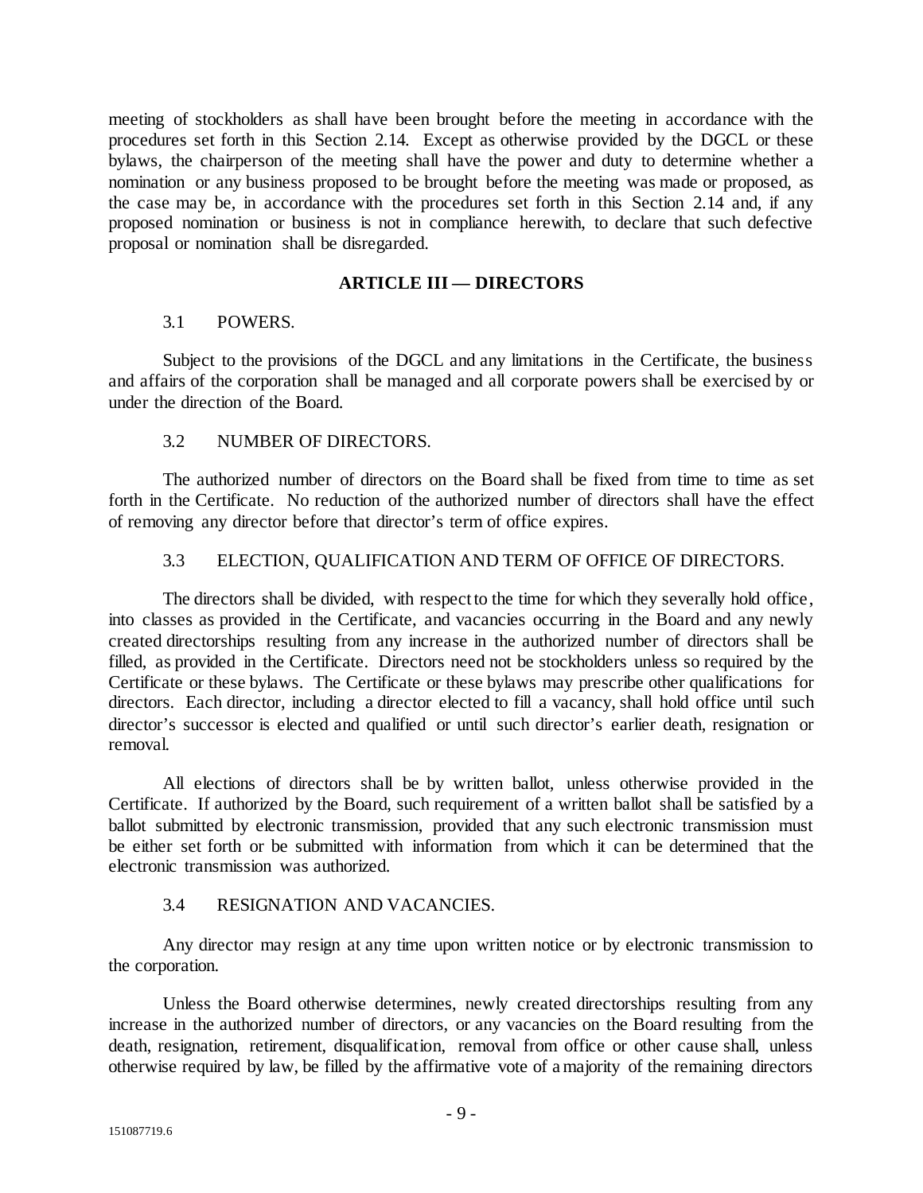meeting of stockholders as shall have been brought before the meeting in accordance with the procedures set forth in this Section 2.14. Except as otherwise provided by the DGCL or these bylaws, the chairperson of the meeting shall have the power and duty to determine whether a nomination or any business proposed to be brought before the meeting was made or proposed, as the case may be, in accordance with the procedures set forth in this Section 2.14 and, if any proposed nomination or business is not in compliance herewith, to declare that such defective proposal or nomination shall be disregarded.

## ARTICLE III — DIRECTORS

### 3.1 POWERS.

Subject to the provisions of the DGCL and any limitations in the Certificate, the business and affairs of the corporation shall be managed and all corporate powers shall be exercised by or under the direction of the Board.

### 3.2 NUMBER OF DIRECTORS.

The authorized number of directors on the Board shall be fixed from time to time as set forth in the Certificate. No reduction of the authorized number of directors shall have the effect of removing any director before that director's term of office expires.

### 3.3 ELECTION, QUALIFICATION AND TERM OF OFFICE OF DIRECTORS.

The directors shall be divided, with respect to the time for which they severally hold office, into classes as provided in the Certificate, and vacancies occurring in the Board and any newly created directorships resulting from any increase in the authorized number of directors shall be filled, as provided in the Certificate. Directors need not be stockholders unless so required by the Certificate or these bylaws. The Certificate or these bylaws may prescribe other qualifications for directors. Each director, including a director elected to fill a vacancy, shall hold office until such director's successor is elected and qualified or until such director's earlier death, resignation or removal.

All elections of directors shall be by written ballot, unless otherwise provided in the Certificate. If authorized by the Board, such requirement of a written ballot shall be satisfied by a ballot submitted by electronic transmission, provided that any such electronic transmission must be either set forth or be submitted with information from which it can be determined that the electronic transmission was authorized.

### 3.4 RESIGNATION AND VACANCIES.

Any director may resign at any time upon written notice or by electronic transmission to the corporation.

Unless the Board otherwise determines, newly created directorships resulting from any increase in the authorized number of directors, or any vacancies on the Board resulting from the death, resignation, retirement, disqualification, removal from office or other cause shall, unless otherwise required by law, be filled by the affirmative vote of a majority of the remaining directors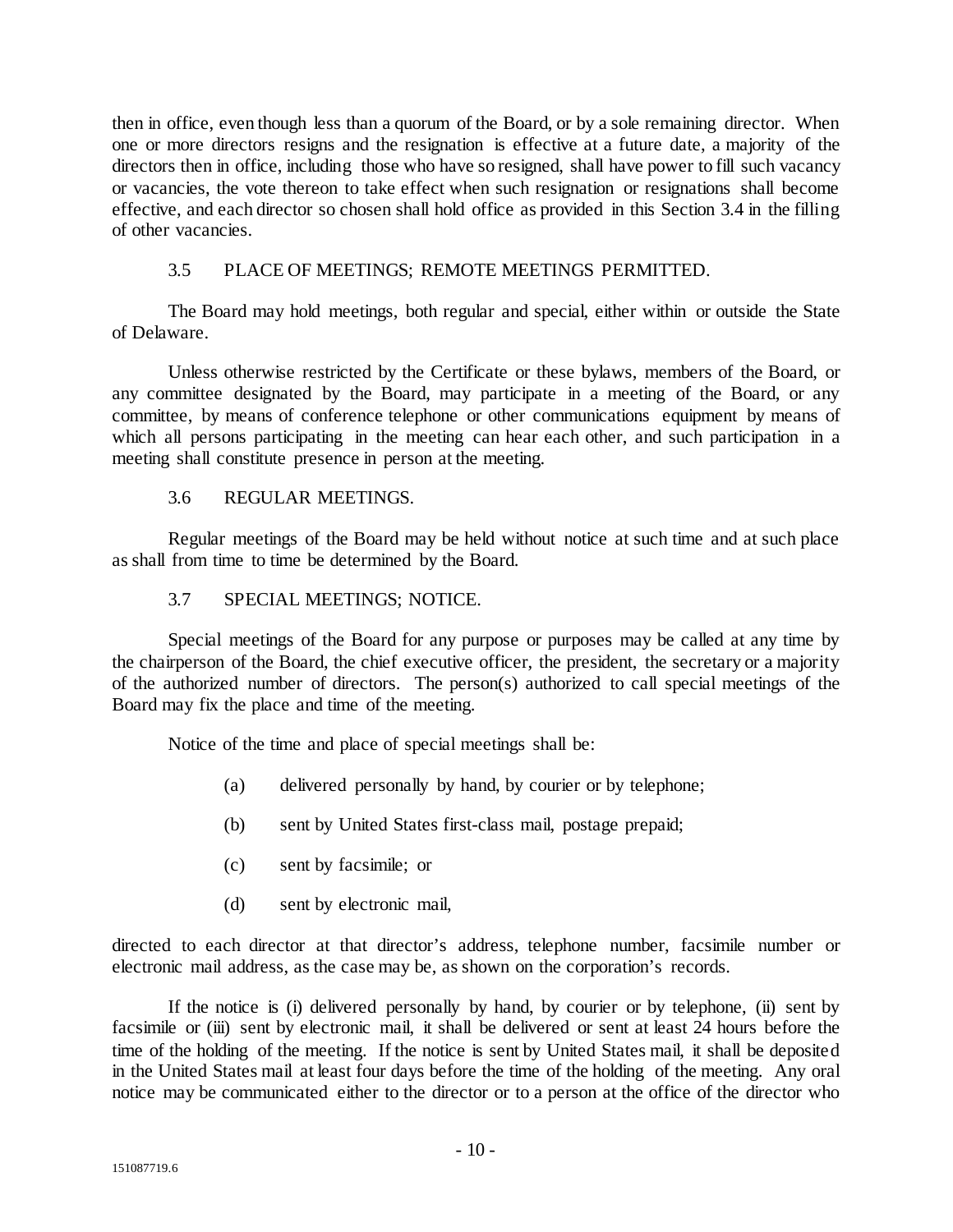then in office, even though less than a quorum of the Board, or by a sole remaining director. When one or more directors resigns and the resignation is effective at a future date, a majority of the directors then in office, including those who have so resigned, shall have power to fill such vacancy or vacancies, the vote thereon to take effect when such resignation or resignations shall become effective, and each director so chosen shall hold office as provided in this Section 3.4 in the filling of other vacancies.

### 3.5 PLACE OF MEETINGS; REMOTE MEETINGS PERMITTED.

The Board may hold meetings, both regular and special, either within or outside the State of Delaware.

Unless otherwise restricted by the Certificate or these bylaws, members of the Board, or any committee designated by the Board, may participate in a meeting of the Board, or any committee, by means of conference telephone or other communications equipment by means of which all persons participating in the meeting can hear each other, and such participation in a meeting shall constitute presence in person at the meeting.

### 3.6 REGULAR MEETINGS.

Regular meetings of the Board may be held without notice at such time and at such place as shall from time to time be determined by the Board.

### 3.7 SPECIAL MEETINGS; NOTICE.

Special meetings of the Board for any purpose or purposes may be called at any time by the chairperson of the Board, the chief executive officer, the president, the secretary or a majority of the authorized number of directors. The person(s) authorized to call special meetings of the Board may fix the place and time of the meeting.

Notice of the time and place of special meetings shall be:

(a) delivered personally by hand, by courier or by telephone;

(b) sent by United States first-class mail, postage prepaid;

(c) sent by facsimile; or

(d) sent by electronic mail,

directed to each director at that director's address, telephone number, facsimile number or electronic mail address, as the case may be, as shown on the corporation's records.

If the notice is (i) delivered personally by hand, by courier or by telephone, (ii) sent by facsimile or (iii) sent by electronic mail, it shall be delivered or sent at least 24 hours before the time of the holding of the meeting. If the notice is sent by United States mail, it shall be deposited in the United States mail at least four days before the time of the holding of the meeting. Any oral notice may be communicated either to the director or to a person at the office of the director who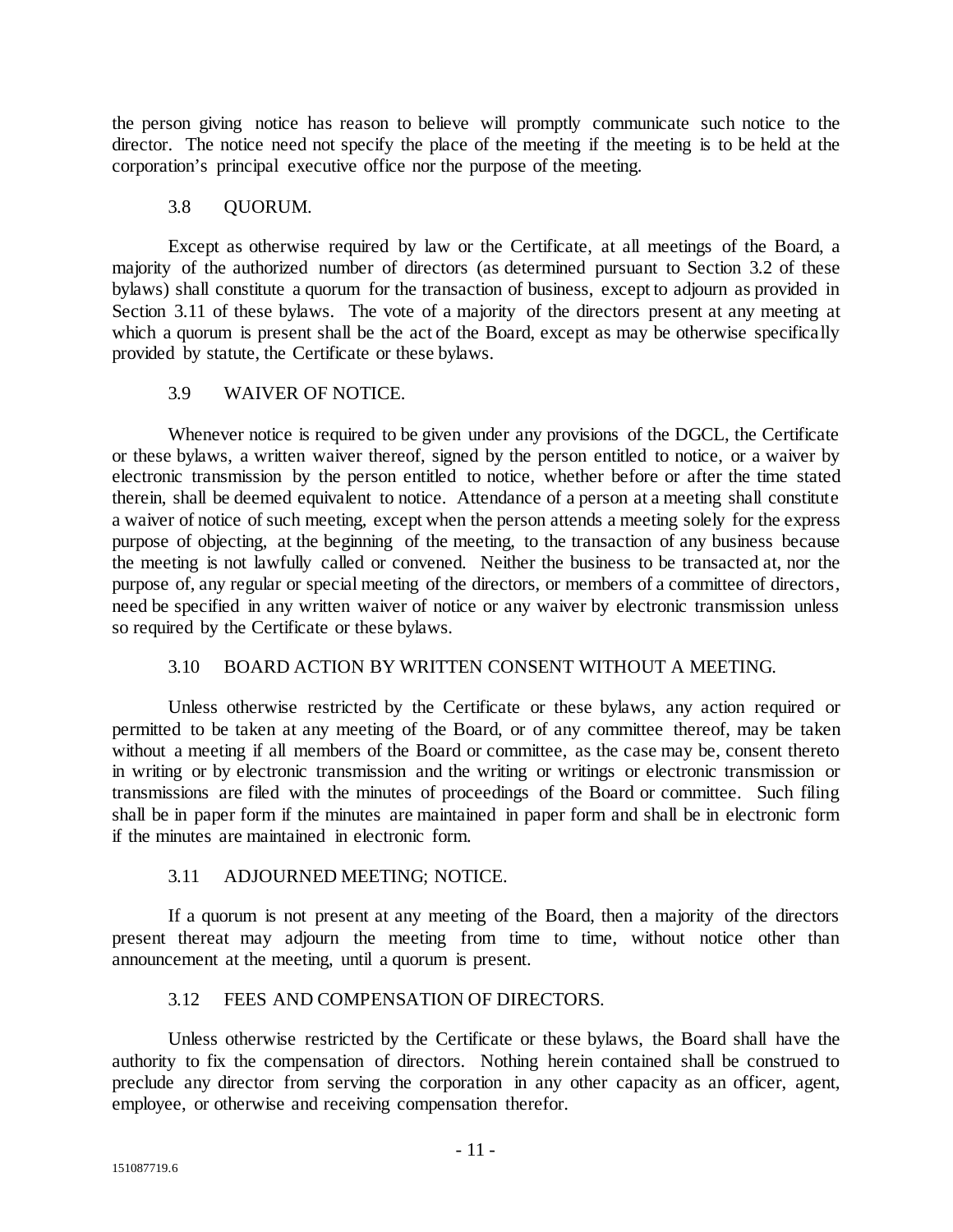the person giving notice has reason to believe will promptly communicate such notice to the director. The notice need not specify the place of the meeting if the meeting is to be held at the corporation's principal executive office nor the purpose of the meeting.

### 3.8 QUORUM.

Except as otherwise required by law or the Certificate, at all meetings of the Board, a majority of the authorized number of directors (as determined pursuant to Section 3.2 of these bylaws) shall constitute a quorum for the transaction of business, except to adjourn as provided in Section 3.11 of these bylaws. The vote of a majority of the directors present at any meeting at which a quorum is present shall be the act of the Board, except as may be otherwise specifically provided by statute, the Certificate or these bylaws.

### 3.9 WAIVER OF NOTICE.

Whenever notice is required to be given under any provisions of the DGCL, the Certificate or these bylaws, a written waiver thereof, signed by the person entitled to notice, or a waiver by electronic transmission by the person entitled to notice, whether before or after the time stated therein, shall be deemed equivalent to notice. Attendance of a person at a meeting shall constitute a waiver of notice of such meeting, except when the person attends a meeting solely for the express purpose of objecting, at the beginning of the meeting, to the transaction of any business because the meeting is not lawfully called or convened. Neither the business to be transacted at, nor the purpose of, any regular or special meeting of the directors, or members of a committee of directors, need be specified in any written waiver of notice or any waiver by electronic transmission unless so required by the Certificate or these bylaws.

### 3.10 BOARD ACTION BY WRITTEN CONSENT WITHOUT A MEETING.

Unless otherwise restricted by the Certificate or these bylaws, any action required or permitted to be taken at any meeting of the Board, or of any committee thereof, may be taken without a meeting if all members of the Board or committee, as the case may be, consent thereto in writing or by electronic transmission and the writing or writings or electronic transmission or transmissions are filed with the minutes of proceedings of the Board or committee. Such filing shall be in paper form if the minutes are maintained in paper form and shall be in electronic form if the minutes are maintained in electronic form.

### 3.11 ADJOURNED MEETING; NOTICE.

If a quorum is not present at any meeting of the Board, then a majority of the directors present thereat may adjourn the meeting from time to time, without notice other than announcement at the meeting, until a quorum is present.

### 3.12 FEES AND COMPENSATION OF DIRECTORS.

Unless otherwise restricted by the Certificate or these bylaws, the Board shall have the authority to fix the compensation of directors. Nothing herein contained shall be construed to preclude any director from serving the corporation in any other capacity as an officer, agent, employee, or otherwise and receiving compensation therefor.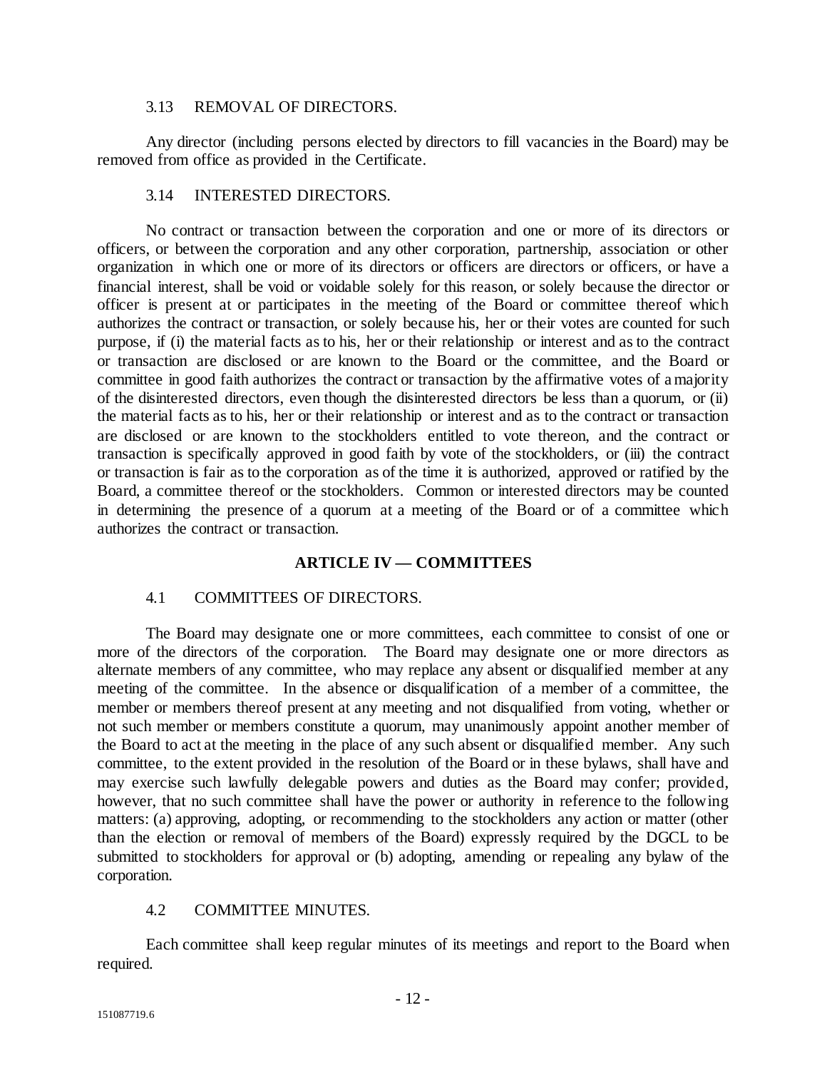### 3.13 REMOVAL OF DIRECTORS.

Any director (including persons elected by directors to fill vacancies in the Board) may be removed from office as provided in the Certificate.

### 3.14 INTERESTED DIRECTORS.

No contract or transaction between the corporation and one or more of its directors or officers, or between the corporation and any other corporation, partnership, association or other organization in which one or more of its directors or officers are directors or officers, or have a financial interest, shall be void or voidable solely for this reason, or solely because the director or officer is present at or participates in the meeting of the Board or committee thereof which authorizes the contract or transaction, or solely because his, her or their votes are counted for such purpose, if (i) the material facts as to his, her or their relationship or interest and as to the contract or transaction are disclosed or are known to the Board or the committee, and the Board or committee in good faith authorizes the contract or transaction by the affirmative votes of a majority of the disinterested directors, even though the disinterested directors be less than a quorum, or (ii) the material facts as to his, her or their relationship or interest and as to the contract or transaction are disclosed or are known to the stockholders entitled to vote thereon, and the contract or transaction is specifically approved in good faith by vote of the stockholders, or (iii) the contract or transaction is fair as to the corporation as of the time it is authorized, approved or ratified by the Board, a committee thereof or the stockholders. Common or interested directors may be counted in determining the presence of a quorum at a meeting of the Board or of a committee which authorizes the contract or transaction.

## ARTICLE IV — COMMITTEES

### 4.1 COMMITTEES OF DIRECTORS.

The Board may designate one or more committees, each committee to consist of one or more of the directors of the corporation. The Board may designate one or more directors as alternate members of any committee, who may replace any absent or disqualified member at any meeting of the committee. In the absence or disqualification of a member of a committee, the member or members thereof present at any meeting and not disqualified from voting, whether or not such member or members constitute a quorum, may unanimously appoint another member of the Board to act at the meeting in the place of any such absent or disqualified member. Any such committee, to the extent provided in the resolution of the Board or in these bylaws, shall have and may exercise such lawfully delegable powers and duties as the Board may confer; provided, however, that no such committee shall have the power or authority in reference to the following matters: (a) approving, adopting, or recommending to the stockholders any action or matter (other than the election or removal of members of the Board) expressly required by the DGCL to be submitted to stockholders for approval or (b) adopting, amending or repealing any bylaw of the corporation.

### 4.2 COMMITTEE MINUTES.

Each committee shall keep regular minutes of its meetings and report to the Board when required.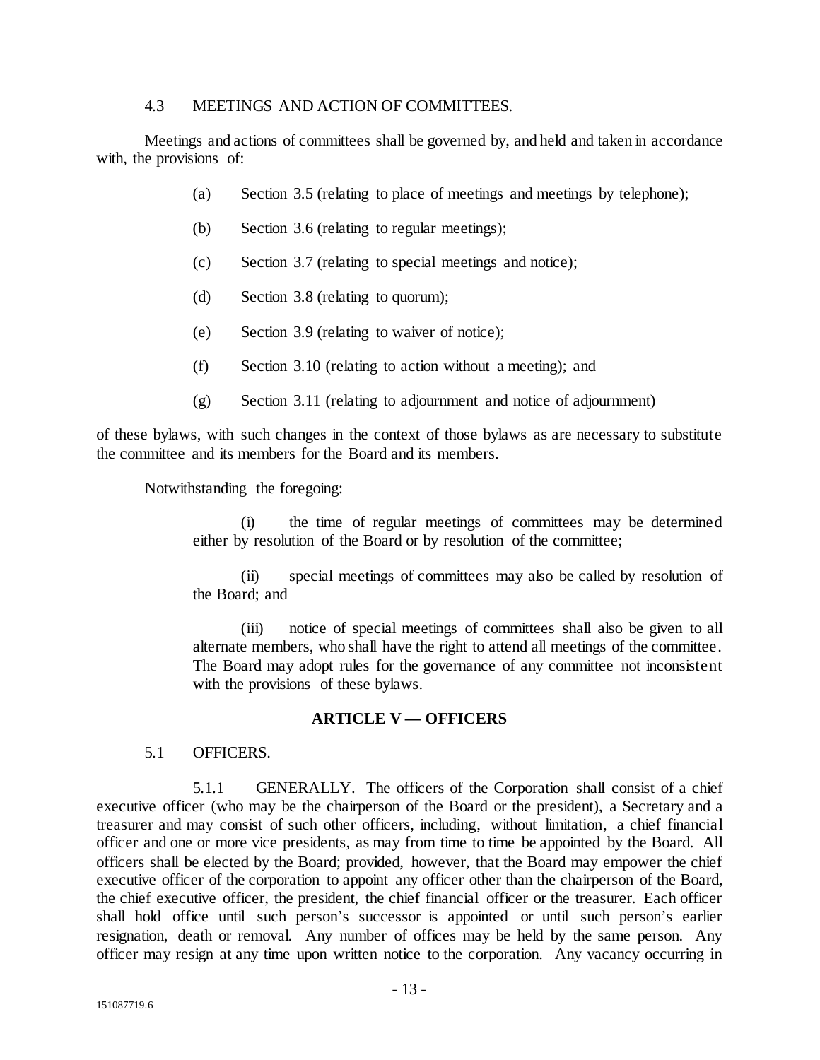4.3 MEETINGS AND ACTION OF COMMITTEES.

Meetings and actions of committees shall be governed by, and held and taken in accordance with, the provisions of:

(a) Section 3.5 (relating to place of meetings and meetings by telephone);

(b) Section 3.6 (relating to regular meetings);

(c) Section 3.7 (relating to special meetings and notice);

(d) Section 3.8 (relating to quorum);

(e) Section 3.9 (relating to waiver of notice);

(f) Section 3.10 (relating to action without a meeting); and

(g) Section 3.11 (relating to adjournment and notice of adjournment)

of these bylaws, with such changes in the context of those bylaws as are necessary to substitute the committee and its members for the Board and its members.

Notwithstanding the foregoing:

(i) the time of regular meetings of committees may be determined either by resolution of the Board or by resolution of the committee;

(ii) special meetings of committees may also be called by resolution of the Board; and

(iii) notice of special meetings of committees shall also be given to all alternate members, who shall have the right to attend all meetings of the committee. The Board may adopt rules for the governance of any committee not inconsistent with the provisions of these bylaws.

## ARTICLE V — OFFICERS

5.1 OFFICERS.

5.1.1 GENERALLY. The officers of the Corporation shall consist of a chief executive officer (who may be the chairperson of the Board or the president), a Secretary and a treasurer and may consist of such other officers, including, without limitation, a chief financial officer and one or more vice presidents, as may from time to time be appointed by the Board. All officers shall be elected by the Board; provided, however, that the Board may empower the chief executive officer of the corporation to appoint any officer other than the chairperson of the Board, the chief executive officer, the president, the chief financial officer or the treasurer. Each officer shall hold office until such person's successor is appointed or until such person's earlier resignation, death or removal. Any number of offices may be held by the same person. Any officer may resign at any time upon written notice to the corporation. Any vacancy occurring in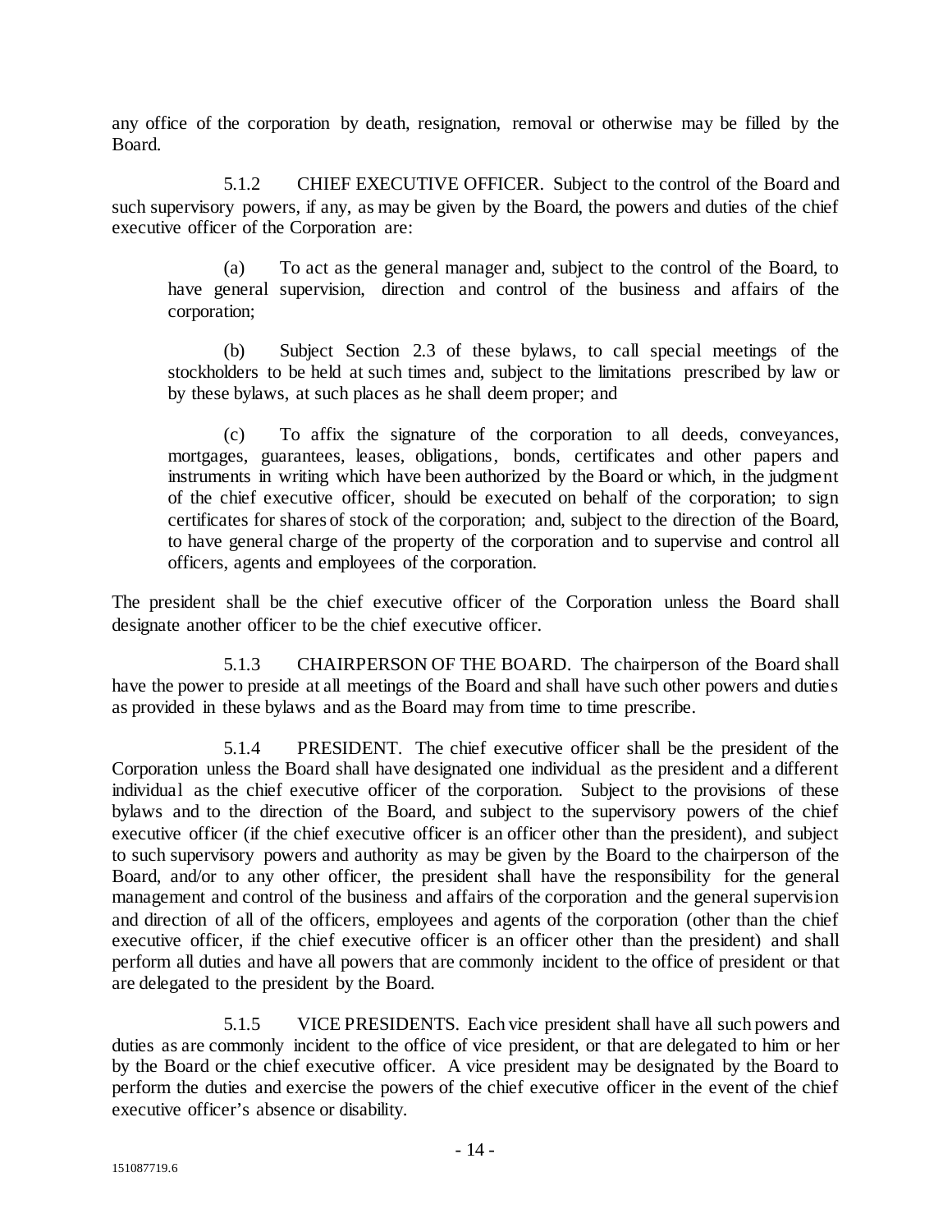any office of the corporation by death, resignation, removal or otherwise may be filled by the Board.

5.1.2 CHIEF EXECUTIVE OFFICER. Subject to the control of the Board and such supervisory powers, if any, as may be given by the Board, the powers and duties of the chief executive officer of the Corporation are:

(a) To act as the general manager and, subject to the control of the Board, to have general supervision, direction and control of the business and affairs of the corporation;

(b) Subject Section 2.3 of these bylaws, to call special meetings of the stockholders to be held at such times and, subject to the limitations prescribed by law or by these bylaws, at such places as he shall deem proper; and

(c) To affix the signature of the corporation to all deeds, conveyances, mortgages, guarantees, leases, obligations, bonds, certificates and other papers and instruments in writing which have been authorized by the Board or which, in the judgment of the chief executive officer, should be executed on behalf of the corporation; to sign certificates for shares of stock of the corporation; and, subject to the direction of the Board, to have general charge of the property of the corporation and to supervise and control all officers, agents and employees of the corporation.

The president shall be the chief executive officer of the Corporation unless the Board shall designate another officer to be the chief executive officer.

5.1.3 CHAIRPERSON OF THE BOARD. The chairperson of the Board shall have the power to preside at all meetings of the Board and shall have such other powers and duties as provided in these bylaws and as the Board may from time to time prescribe.

5.1.4 PRESIDENT. The chief executive officer shall be the president of the Corporation unless the Board shall have designated one individual as the president and a different individual as the chief executive officer of the corporation. Subject to the provisions of these bylaws and to the direction of the Board, and subject to the supervisory powers of the chief executive officer (if the chief executive officer is an officer other than the president), and subject to such supervisory powers and authority as may be given by the Board to the chairperson of the Board, and/or to any other officer, the president shall have the responsibility for the general management and control of the business and affairs of the corporation and the general supervision and direction of all of the officers, employees and agents of the corporation (other than the chief executive officer, if the chief executive officer is an officer other than the president) and shall perform all duties and have all powers that are commonly incident to the office of president or that are delegated to the president by the Board.

5.1.5 VICE PRESIDENTS. Each vice president shall have all such powers and duties as are commonly incident to the office of vice president, or that are delegated to him or her by the Board or the chief executive officer. A vice president may be designated by the Board to perform the duties and exercise the powers of the chief executive officer in the event of the chief executive officer's absence or disability.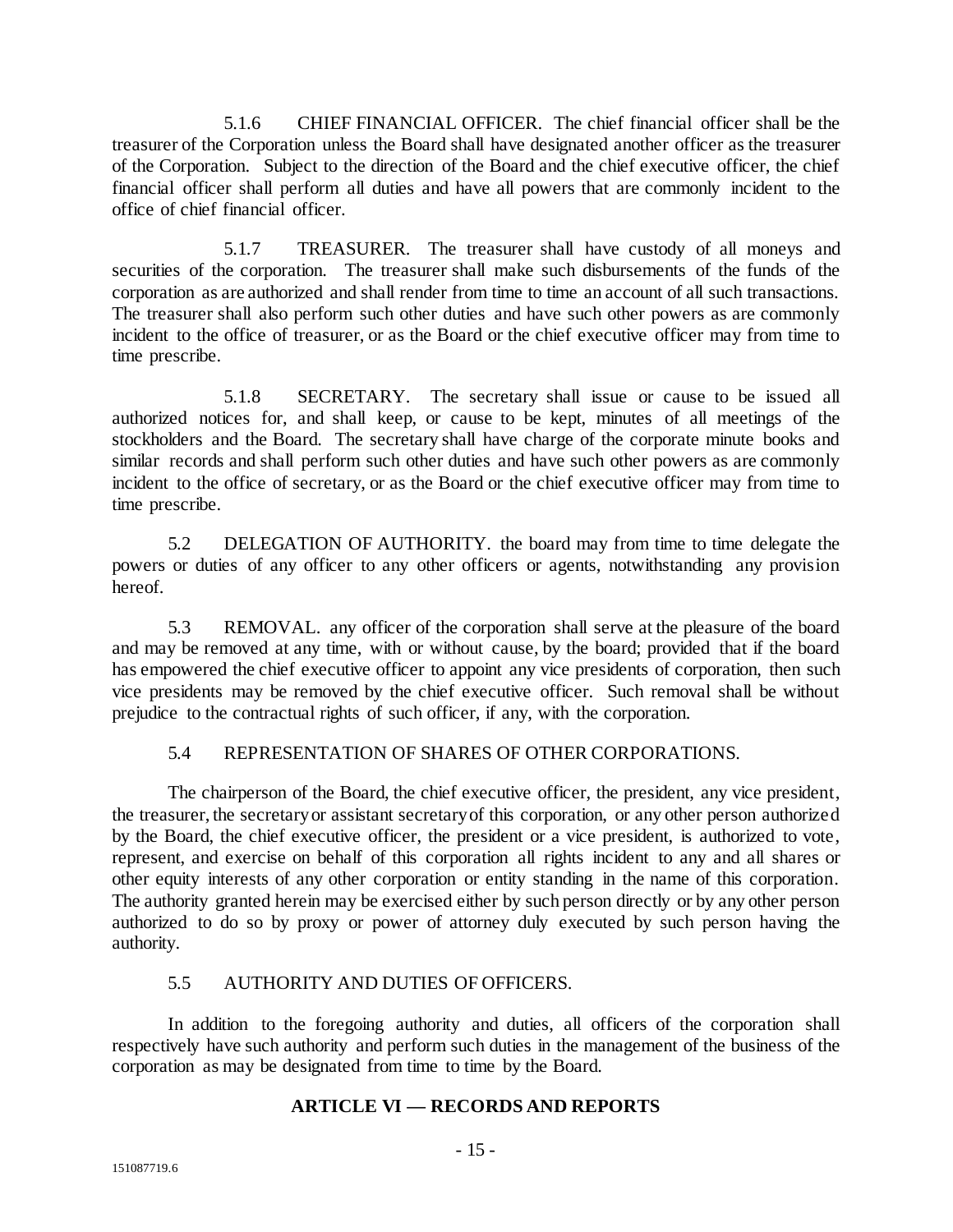5.1.6 CHIEF FINANCIAL OFFICER. The chief financial officer shall be the treasurer of the Corporation unless the Board shall have designated another officer as the treasurer of the Corporation. Subject to the direction of the Board and the chief executive officer, the chief financial officer shall perform all duties and have all powers that are commonly incident to the office of chief financial officer.

5.1.7 TREASURER. The treasurer shall have custody of all moneys and securities of the corporation. The treasurer shall make such disbursements of the funds of the corporation as are authorized and shall render from time to time an account of all such transactions. The treasurer shall also perform such other duties and have such other powers as are commonly incident to the office of treasurer, or as the Board or the chief executive officer may from time to time prescribe.

5.1.8 SECRETARY. The secretary shall issue or cause to be issued all authorized notices for, and shall keep, or cause to be kept, minutes of all meetings of the stockholders and the Board. The secretary shall have charge of the corporate minute books and similar records and shall perform such other duties and have such other powers as are commonly incident to the office of secretary, or as the Board or the chief executive officer may from time to time prescribe.

5.2 DELEGATION OF AUTHORITY. the board may from time to time delegate the powers or duties of any officer to any other officers or agents, notwithstanding any provision hereof.

5.3 REMOVAL. any officer of the corporation shall serve at the pleasure of the board and may be removed at any time, with or without cause, by the board; provided that if the board has empowered the chief executive officer to appoint any vice presidents of corporation, then such vice presidents may be removed by the chief executive officer. Such removal shall be without prejudice to the contractual rights of such officer, if any, with the corporation.

5.4 REPRESENTATION OF SHARES OF OTHER CORPORATIONS.

The chairperson of the Board, the chief executive officer, the president, any vice president, the treasurer, the secretary or assistant secretary of this corporation, or any other person authorized by the Board, the chief executive officer, the president or a vice president, is authorized to vote, represent, and exercise on behalf of this corporation all rights incident to any and all shares or other equity interests of any other corporation or entity standing in the name of this corporation. The authority granted herein may be exercised either by such person directly or by any other person authorized to do so by proxy or power of attorney duly executed by such person having the authority.

5.5 AUTHORITY AND DUTIES OF OFFICERS.

In addition to the foregoing authority and duties, all officers of the corporation shall respectively have such authority and perform such duties in the management of the business of the corporation as may be designated from time to time by the Board.

## ARTICLE VI — RECORDS AND REPORTS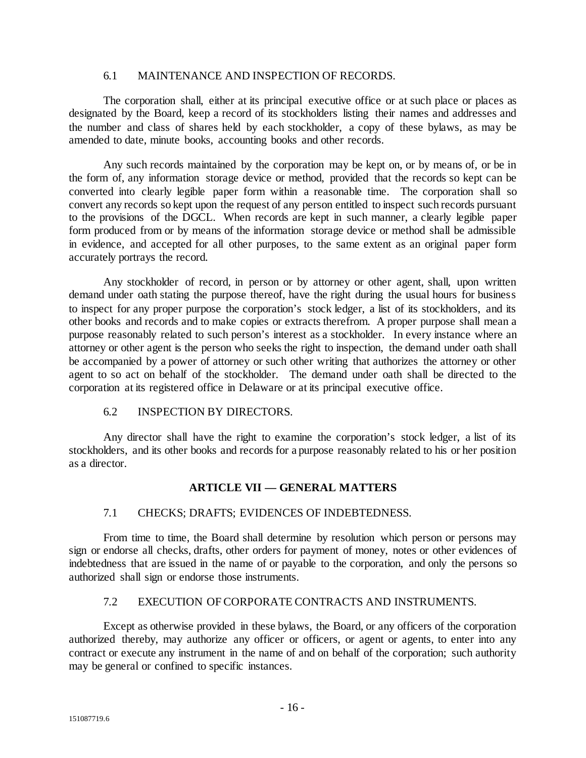### 6.1 MAINTENANCE AND INSPECTION OF RECORDS.

The corporation shall, either at its principal executive office or at such place or places as designated by the Board, keep a record of its stockholders listing their names and addresses and the number and class of shares held by each stockholder, a copy of these bylaws, as may be amended to date, minute books, accounting books and other records.

Any such records maintained by the corporation may be kept on, or by means of, or be in the form of, any information storage device or method, provided that the records so kept can be converted into clearly legible paper form within a reasonable time. The corporation shall so convert any records so kept upon the request of any person entitled to inspect such records pursuant to the provisions of the DGCL. When records are kept in such manner, a clearly legible paper form produced from or by means of the information storage device or method shall be admissible in evidence, and accepted for all other purposes, to the same extent as an original paper form accurately portrays the record.

Any stockholder of record, in person or by attorney or other agent, shall, upon written demand under oath stating the purpose thereof, have the right during the usual hours for business to inspect for any proper purpose the corporation's stock ledger, a list of its stockholders, and its other books and records and to make copies or extracts therefrom. A proper purpose shall mean a purpose reasonably related to such person's interest as a stockholder. In every instance where an attorney or other agent is the person who seeks the right to inspection, the demand under oath shall be accompanied by a power of attorney or such other writing that authorizes the attorney or other agent to so act on behalf of the stockholder. The demand under oath shall be directed to the corporation at its registered office in Delaware or at its principal executive office.

### 6.2 INSPECTION BY DIRECTORS.

Any director shall have the right to examine the corporation's stock ledger, a list of its stockholders, and its other books and records for a purpose reasonably related to his or her position as a director.

## ARTICLE VII — GENERAL MATTERS

### 7.1 CHECKS; DRAFTS; EVIDENCES OF INDEBTEDNESS.

From time to time, the Board shall determine by resolution which person or persons may sign or endorse all checks, drafts, other orders for payment of money, notes or other evidences of indebtedness that are issued in the name of or payable to the corporation, and only the persons so authorized shall sign or endorse those instruments.

### 7.2 EXECUTION OF CORPORATE CONTRACTS AND INSTRUMENTS.

Except as otherwise provided in these bylaws, the Board, or any officers of the corporation authorized thereby, may authorize any officer or officers, or agent or agents, to enter into any contract or execute any instrument in the name of and on behalf of the corporation; such authority may be general or confined to specific instances.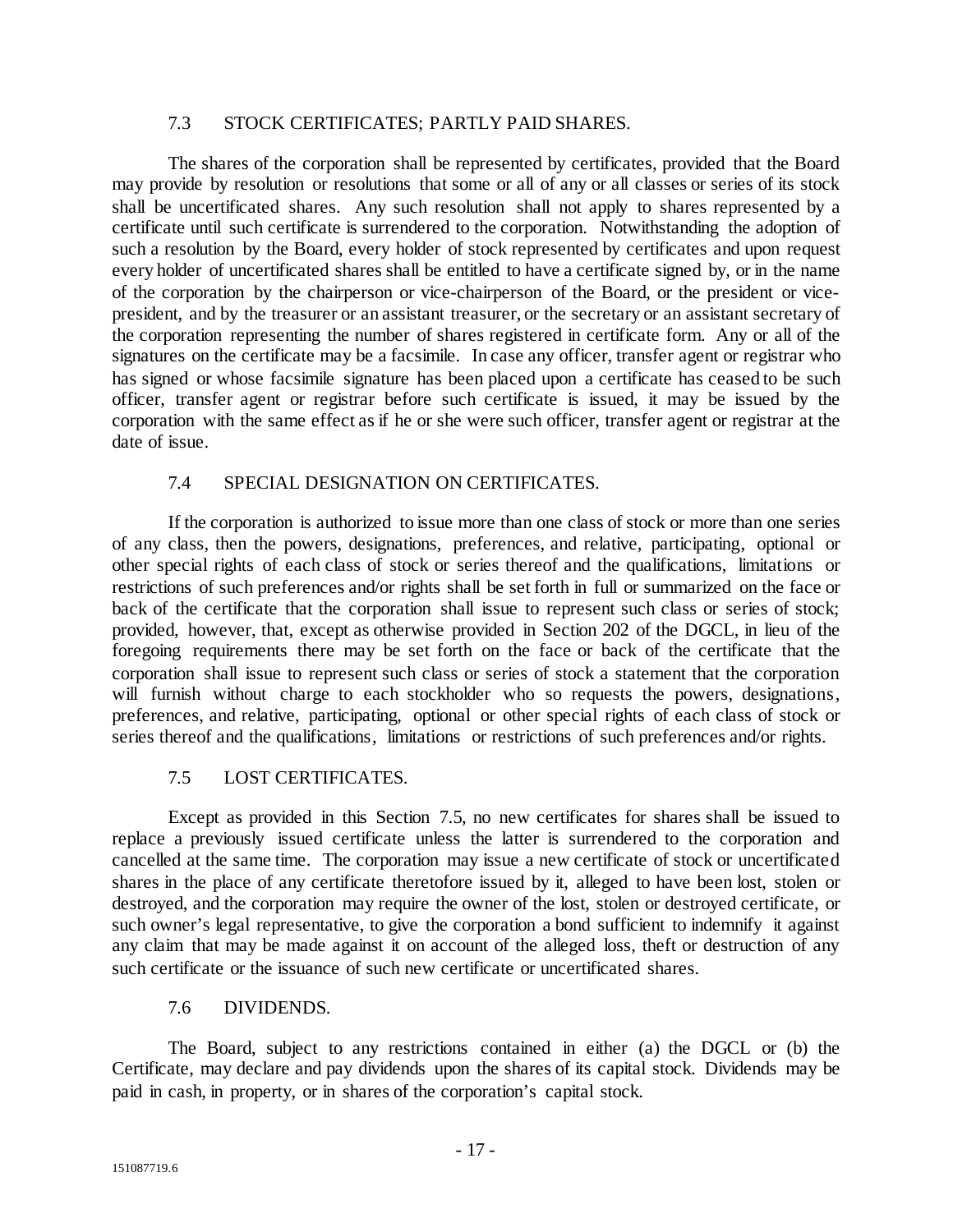### 7.3 STOCK CERTIFICATES; PARTLY PAID SHARES.

The shares of the corporation shall be represented by certificates, provided that the Board may provide by resolution or resolutions that some or all of any or all classes or series of its stock shall be uncertificated shares. Any such resolution shall not apply to shares represented by a certificate until such certificate is surrendered to the corporation. Notwithstanding the adoption of such a resolution by the Board, every holder of stock represented by certificates and upon request every holder of uncertificated shares shall be entitled to have a certificate signed by, or in the name of the corporation by the chairperson or vice-chairperson of the Board, or the president or vice-president, and by the treasurer or an assistant treasurer, or the secretary or an assistant secretary of the corporation representing the number of shares registered in certificate form. Any or all of the signatures on the certificate may be a facsimile. In case any officer, transfer agent or registrar who has signed or whose facsimile signature has been placed upon a certificate has ceased to be such officer, transfer agent or registrar before such certificate is issued, it may be issued by the corporation with the same effect as if he or she were such officer, transfer agent or registrar at the date of issue.

### 7.4 SPECIAL DESIGNATION ON CERTIFICATES.

If the corporation is authorized to issue more than one class of stock or more than one series of any class, then the powers, designations, preferences, and relative, participating, optional or other special rights of each class of stock or series thereof and the qualifications, limitations or restrictions of such preferences and/or rights shall be set forth in full or summarized on the face or back of the certificate that the corporation shall issue to represent such class or series of stock; provided, however, that, except as otherwise provided in Section 202 of the DGCL, in lieu of the foregoing requirements there may be set forth on the face or back of the certificate that the corporation shall issue to represent such class or series of stock a statement that the corporation will furnish without charge to each stockholder who so requests the powers, designations, preferences, and relative, participating, optional or other special rights of each class of stock or series thereof and the qualifications, limitations or restrictions of such preferences and/or rights.

### 7.5 LOST CERTIFICATES.

Except as provided in this Section 7.5, no new certificates for shares shall be issued to replace a previously issued certificate unless the latter is surrendered to the corporation and cancelled at the same time. The corporation may issue a new certificate of stock or uncertificated shares in the place of any certificate theretofore issued by it, alleged to have been lost, stolen or destroyed, and the corporation may require the owner of the lost, stolen or destroyed certificate, or such owner's legal representative, to give the corporation a bond sufficient to indemnify it against any claim that may be made against it on account of the alleged loss, theft or destruction of any such certificate or the issuance of such new certificate or uncertificated shares.

### 7.6 DIVIDENDS.

The Board, subject to any restrictions contained in either (a) the DGCL or (b) the Certificate, may declare and pay dividends upon the shares of its capital stock. Dividends may be paid in cash, in property, or in shares of the corporation's capital stock.

151087719.6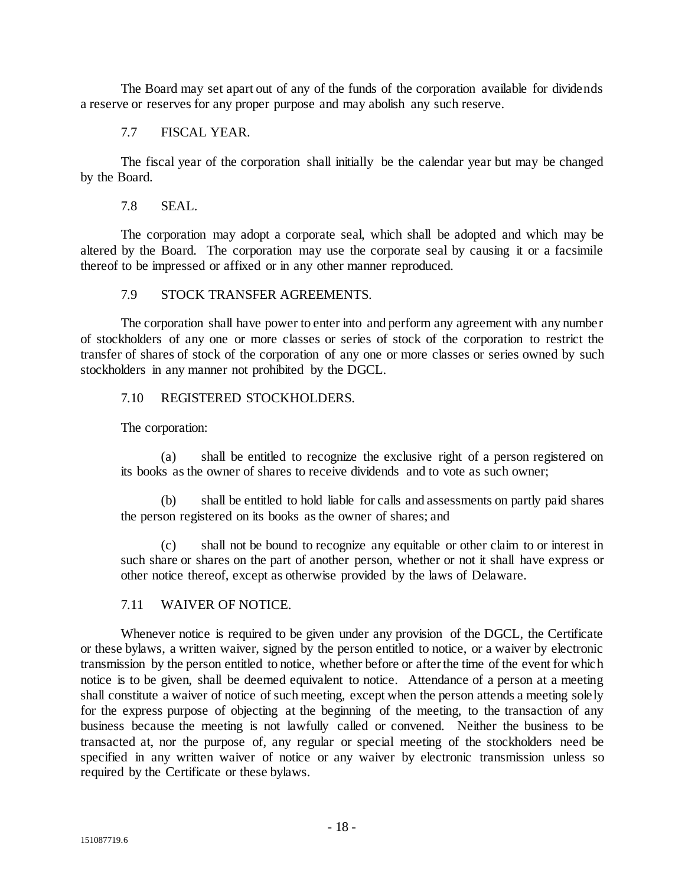The Board may set apart out of any of the funds of the corporation available for dividends a reserve or reserves for any proper purpose and may abolish any such reserve.

### 7.7 FISCAL YEAR.

The fiscal year of the corporation shall initially be the calendar year but may be changed by the Board.

### 7.8 SEAL.

The corporation may adopt a corporate seal, which shall be adopted and which may be altered by the Board. The corporation may use the corporate seal by causing it or a facsimile thereof to be impressed or affixed or in any other manner reproduced.

### 7.9 STOCK TRANSFER AGREEMENTS.

The corporation shall have power to enter into and perform any agreement with any number of stockholders of any one or more classes or series of stock of the corporation to restrict the transfer of shares of stock of the corporation of any one or more classes or series owned by such stockholders in any manner not prohibited by the DGCL.

### 7.10 REGISTERED STOCKHOLDERS.

The corporation:

(a) shall be entitled to recognize the exclusive right of a person registered on its books as the owner of shares to receive dividends and to vote as such owner;

(b) shall be entitled to hold liable for calls and assessments on partly paid shares the person registered on its books as the owner of shares; and

(c) shall not be bound to recognize any equitable or other claim to or interest in such share or shares on the part of another person, whether or not it shall have express or other notice thereof, except as otherwise provided by the laws of Delaware.

### 7.11 WAIVER OF NOTICE.

Whenever notice is required to be given under any provision of the DGCL, the Certificate or these bylaws, a written waiver, signed by the person entitled to notice, or a waiver by electronic transmission by the person entitled to notice, whether before or after the time of the event for which notice is to be given, shall be deemed equivalent to notice. Attendance of a person at a meeting shall constitute a waiver of notice of such meeting, except when the person attends a meeting solely for the express purpose of objecting at the beginning of the meeting, to the transaction of any business because the meeting is not lawfully called or convened. Neither the business to be transacted at, nor the purpose of, any regular or special meeting of the stockholders need be specified in any written waiver of notice or any waiver by electronic transmission unless so required by the Certificate or these bylaws.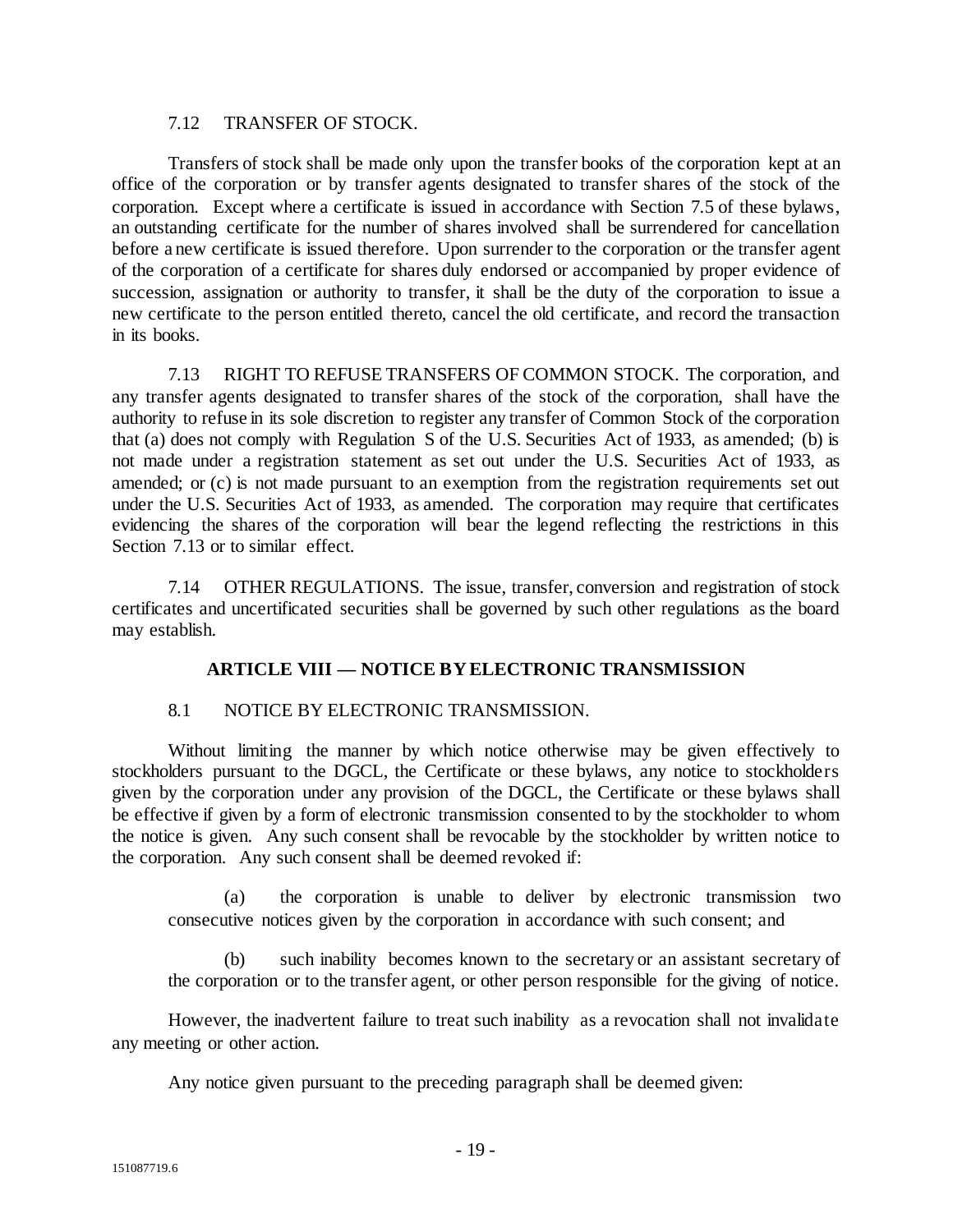7.12 TRANSFER OF STOCK.

Transfers of stock shall be made only upon the transfer books of the corporation kept at an office of the corporation or by transfer agents designated to transfer shares of the stock of the corporation. Except where a certificate is issued in accordance with Section 7.5 of these bylaws, an outstanding certificate for the number of shares involved shall be surrendered for cancellation before a new certificate is issued therefore. Upon surrender to the corporation or the transfer agent of the corporation of a certificate for shares duly endorsed or accompanied by proper evidence of succession, assignation or authority to transfer, it shall be the duty of the corporation to issue a new certificate to the person entitled thereto, cancel the old certificate, and record the transaction in its books.

7.13 RIGHT TO REFUSE TRANSFERS OF COMMON STOCK. The corporation, and any transfer agents designated to transfer shares of the stock of the corporation, shall have the authority to refuse in its sole discretion to register any transfer of Common Stock of the corporation that (a) does not comply with Regulation S of the U.S. Securities Act of 1933, as amended; (b) is not made under a registration statement as set out under the U.S. Securities Act of 1933, as amended; or (c) is not made pursuant to an exemption from the registration requirements set out under the U.S. Securities Act of 1933, as amended. The corporation may require that certificates evidencing the shares of the corporation will bear the legend reflecting the restrictions in this Section 7.13 or to similar effect.

7.14 OTHER REGULATIONS. The issue, transfer, conversion and registration of stock certificates and uncertificated securities shall be governed by such other regulations as the board may establish.

## ARTICLE VIII — NOTICE BY ELECTRONIC TRANSMISSION

8.1 NOTICE BY ELECTRONIC TRANSMISSION.

Without limiting the manner by which notice otherwise may be given effectively to stockholders pursuant to the DGCL, the Certificate or these bylaws, any notice to stockholders given by the corporation under any provision of the DGCL, the Certificate or these bylaws shall be effective if given by a form of electronic transmission consented to by the stockholder to whom the notice is given. Any such consent shall be revocable by the stockholder by written notice to the corporation. Any such consent shall be deemed revoked if:

(a) the corporation is unable to deliver by electronic transmission two consecutive notices given by the corporation in accordance with such consent; and

(b) such inability becomes known to the secretary or an assistant secretary of the corporation or to the transfer agent, or other person responsible for the giving of notice.

However, the inadvertent failure to treat such inability as a revocation shall not invalidate any meeting or other action.

Any notice given pursuant to the preceding paragraph shall be deemed given: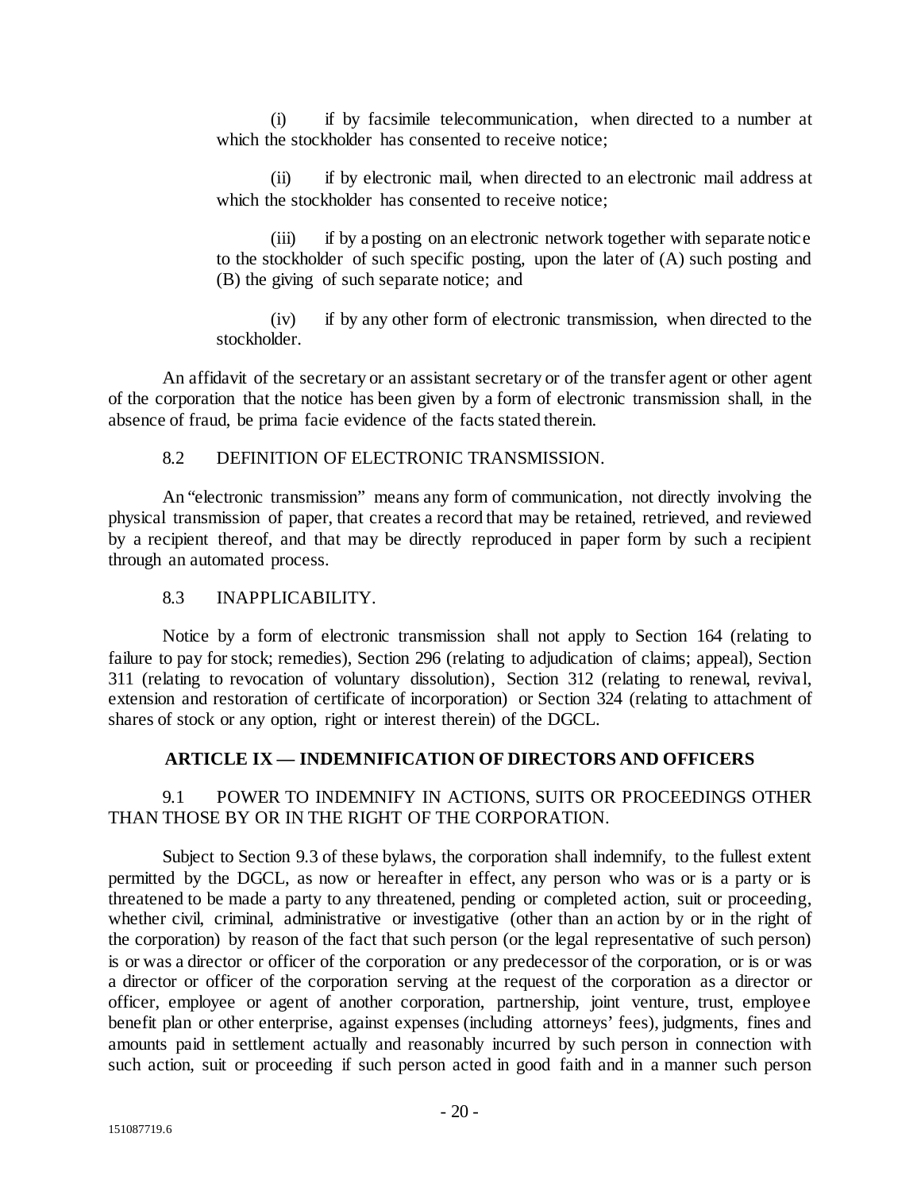(i) if by facsimile telecommunication, when directed to a number at which the stockholder has consented to receive notice;

(ii) if by electronic mail, when directed to an electronic mail address at which the stockholder has consented to receive notice;

(iii) if by a posting on an electronic network together with separate notice to the stockholder of such specific posting, upon the later of (A) such posting and (B) the giving of such separate notice; and

(iv) if by any other form of electronic transmission, when directed to the stockholder.

An affidavit of the secretary or an assistant secretary or of the transfer agent or other agent of the corporation that the notice has been given by a form of electronic transmission shall, in the absence of fraud, be prima facie evidence of the facts stated therein.

### 8.2 DEFINITION OF ELECTRONIC TRANSMISSION.

An "electronic transmission" means any form of communication, not directly involving the physical transmission of paper, that creates a record that may be retained, retrieved, and reviewed by a recipient thereof, and that may be directly reproduced in paper form by such a recipient through an automated process.

### 8.3 INAPPLICABILITY.

Notice by a form of electronic transmission shall not apply to Section 164 (relating to failure to pay for stock; remedies), Section 296 (relating to adjudication of claims; appeal), Section 311 (relating to revocation of voluntary dissolution), Section 312 (relating to renewal, revival, extension and restoration of certificate of incorporation) or Section 324 (relating to attachment of shares of stock or any option, right or interest therein) of the DGCL.

## ARTICLE IX — INDEMNIFICATION OF DIRECTORS AND OFFICERS

### 9.1 POWER TO INDEMNIFY IN ACTIONS, SUITS OR PROCEEDINGS OTHER THAN THOSE BY OR IN THE RIGHT OF THE CORPORATION.

Subject to Section 9.3 of these bylaws, the corporation shall indemnify, to the fullest extent permitted by the DGCL, as now or hereafter in effect, any person who was or is a party or is threatened to be made a party to any threatened, pending or completed action, suit or proceeding, whether civil, criminal, administrative or investigative (other than an action by or in the right of the corporation) by reason of the fact that such person (or the legal representative of such person) is or was a director or officer of the corporation or any predecessor of the corporation, or is or was a director or officer of the corporation serving at the request of the corporation as a director or officer, employee or agent of another corporation, partnership, joint venture, trust, employee benefit plan or other enterprise, against expenses (including attorneys' fees), judgments, fines and amounts paid in settlement actually and reasonably incurred by such person in connection with such action, suit or proceeding if such person acted in good faith and in a manner such person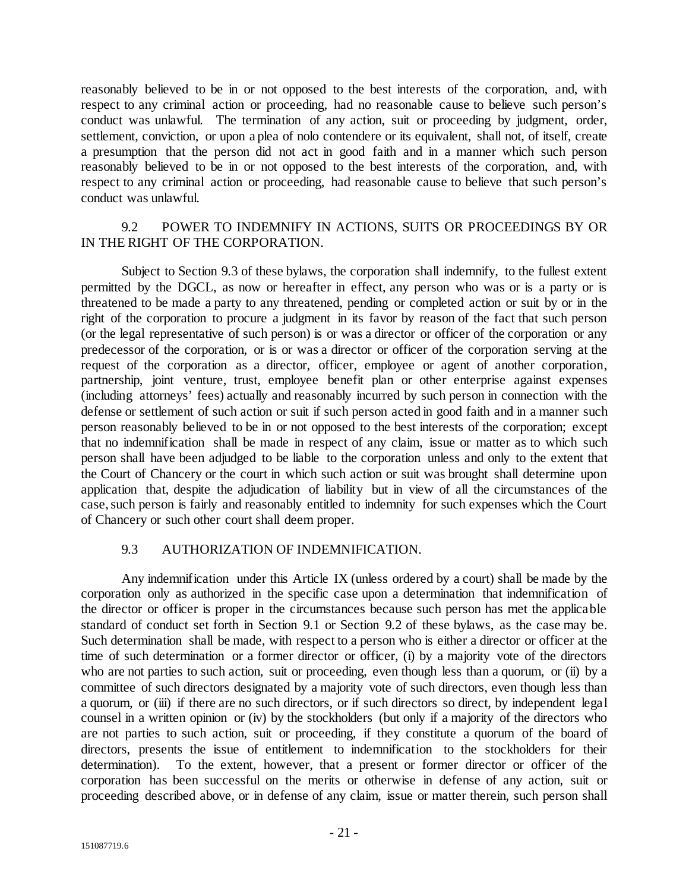reasonably believed to be in or not opposed to the best interests of the corporation, and, with respect to any criminal action or proceeding, had no reasonable cause to believe such person's conduct was unlawful. The termination of any action, suit or proceeding by judgment, order, settlement, conviction, or upon a plea of nolo contendere or its equivalent, shall not, of itself, create a presumption that the person did not act in good faith and in a manner which such person reasonably believed to be in or not opposed to the best interests of the corporation, and, with respect to any criminal action or proceeding, had reasonable cause to believe that such person's conduct was unlawful.

### 9.2 POWER TO INDEMNIFY IN ACTIONS, SUITS OR PROCEEDINGS BY OR IN THE RIGHT OF THE CORPORATION.

Subject to Section 9.3 of these bylaws, the corporation shall indemnify, to the fullest extent permitted by the DGCL, as now or hereafter in effect, any person who was or is a party or is threatened to be made a party to any threatened, pending or completed action or suit by or in the right of the corporation to procure a judgment in its favor by reason of the fact that such person (or the legal representative of such person) is or was a director or officer of the corporation or any predecessor of the corporation, or is or was a director or officer of the corporation serving at the request of the corporation as a director, officer, employee or agent of another corporation, partnership, joint venture, trust, employee benefit plan or other enterprise against expenses (including attorneys' fees) actually and reasonably incurred by such person in connection with the defense or settlement of such action or suit if such person acted in good faith and in a manner such person reasonably believed to be in or not opposed to the best interests of the corporation; except that no indemnification shall be made in respect of any claim, issue or matter as to which such person shall have been adjudged to be liable to the corporation unless and only to the extent that the Court of Chancery or the court in which such action or suit was brought shall determine upon application that, despite the adjudication of liability but in view of all the circumstances of the case, such person is fairly and reasonably entitled to indemnity for such expenses which the Court of Chancery or such other court shall deem proper.

### 9.3 AUTHORIZATION OF INDEMNIFICATION.

Any indemnification under this Article IX (unless ordered by a court) shall be made by the corporation only as authorized in the specific case upon a determination that indemnification of the director or officer is proper in the circumstances because such person has met the applicable standard of conduct set forth in Section 9.1 or Section 9.2 of these bylaws, as the case may be. Such determination shall be made, with respect to a person who is either a director or officer at the time of such determination or a former director or officer, (i) by a majority vote of the directors who are not parties to such action, suit or proceeding, even though less than a quorum, or (ii) by a committee of such directors designated by a majority vote of such directors, even though less than a quorum, or (iii) if there are no such directors, or if such directors so direct, by independent legal counsel in a written opinion or (iv) by the stockholders (but only if a majority of the directors who are not parties to such action, suit or proceeding, if they constitute a quorum of the board of directors, presents the issue of entitlement to indemnification to the stockholders for their determination). To the extent, however, that a present or former director or officer of the corporation has been successful on the merits or otherwise in defense of any action, suit or proceeding described above, or in defense of any claim, issue or matter therein, such person shall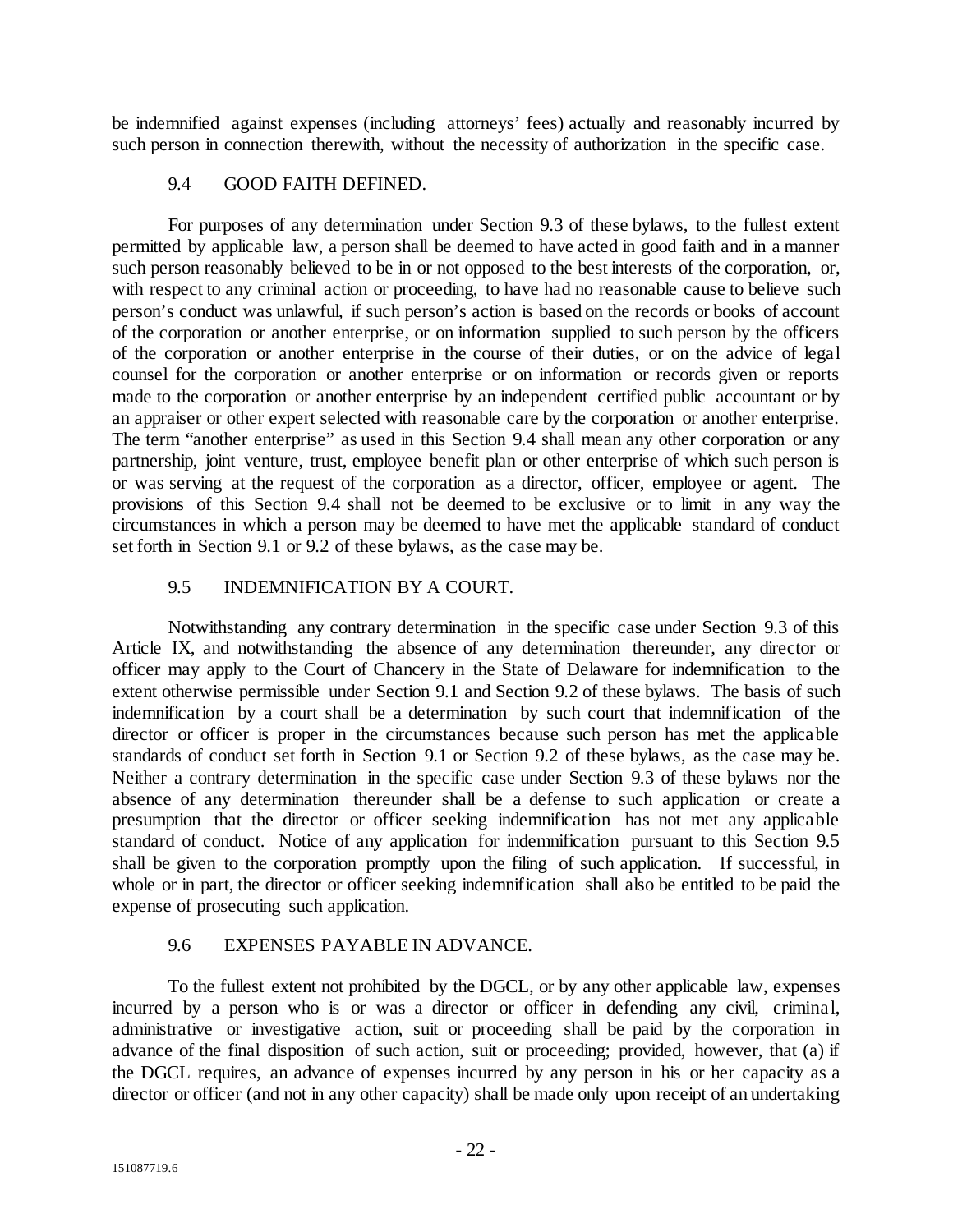be indemnified against expenses (including attorneys' fees) actually and reasonably incurred by such person in connection therewith, without the necessity of authorization in the specific case.

### 9.4 GOOD FAITH DEFINED.

For purposes of any determination under Section 9.3 of these bylaws, to the fullest extent permitted by applicable law, a person shall be deemed to have acted in good faith and in a manner such person reasonably believed to be in or not opposed to the best interests of the corporation, or, with respect to any criminal action or proceeding, to have had no reasonable cause to believe such person's conduct was unlawful, if such person's action is based on the records or books of account of the corporation or another enterprise, or on information supplied to such person by the officers of the corporation or another enterprise in the course of their duties, or on the advice of legal counsel for the corporation or another enterprise or on information or records given or reports made to the corporation or another enterprise by an independent certified public accountant or by an appraiser or other expert selected with reasonable care by the corporation or another enterprise. The term "another enterprise" as used in this Section 9.4 shall mean any other corporation or any partnership, joint venture, trust, employee benefit plan or other enterprise of which such person is or was serving at the request of the corporation as a director, officer, employee or agent. The provisions of this Section 9.4 shall not be deemed to be exclusive or to limit in any way the circumstances in which a person may be deemed to have met the applicable standard of conduct set forth in Section 9.1 or 9.2 of these bylaws, as the case may be.

### 9.5 INDEMNIFICATION BY A COURT.

Notwithstanding any contrary determination in the specific case under Section 9.3 of this Article IX, and notwithstanding the absence of any determination thereunder, any director or officer may apply to the Court of Chancery in the State of Delaware for indemnification to the extent otherwise permissible under Section 9.1 and Section 9.2 of these bylaws. The basis of such indemnification by a court shall be a determination by such court that indemnification of the director or officer is proper in the circumstances because such person has met the applicable standards of conduct set forth in Section 9.1 or Section 9.2 of these bylaws, as the case may be. Neither a contrary determination in the specific case under Section 9.3 of these bylaws nor the absence of any determination thereunder shall be a defense to such application or create a presumption that the director or officer seeking indemnification has not met any applicable standard of conduct. Notice of any application for indemnification pursuant to this Section 9.5 shall be given to the corporation promptly upon the filing of such application. If successful, in whole or in part, the director or officer seeking indemnification shall also be entitled to be paid the expense of prosecuting such application.

### 9.6 EXPENSES PAYABLE IN ADVANCE.

To the fullest extent not prohibited by the DGCL, or by any other applicable law, expenses incurred by a person who is or was a director or officer in defending any civil, criminal, administrative or investigative action, suit or proceeding shall be paid by the corporation in advance of the final disposition of such action, suit or proceeding; provided, however, that (a) if the DGCL requires, an advance of expenses incurred by any person in his or her capacity as a director or officer (and not in any other capacity) shall be made only upon receipt of an undertaking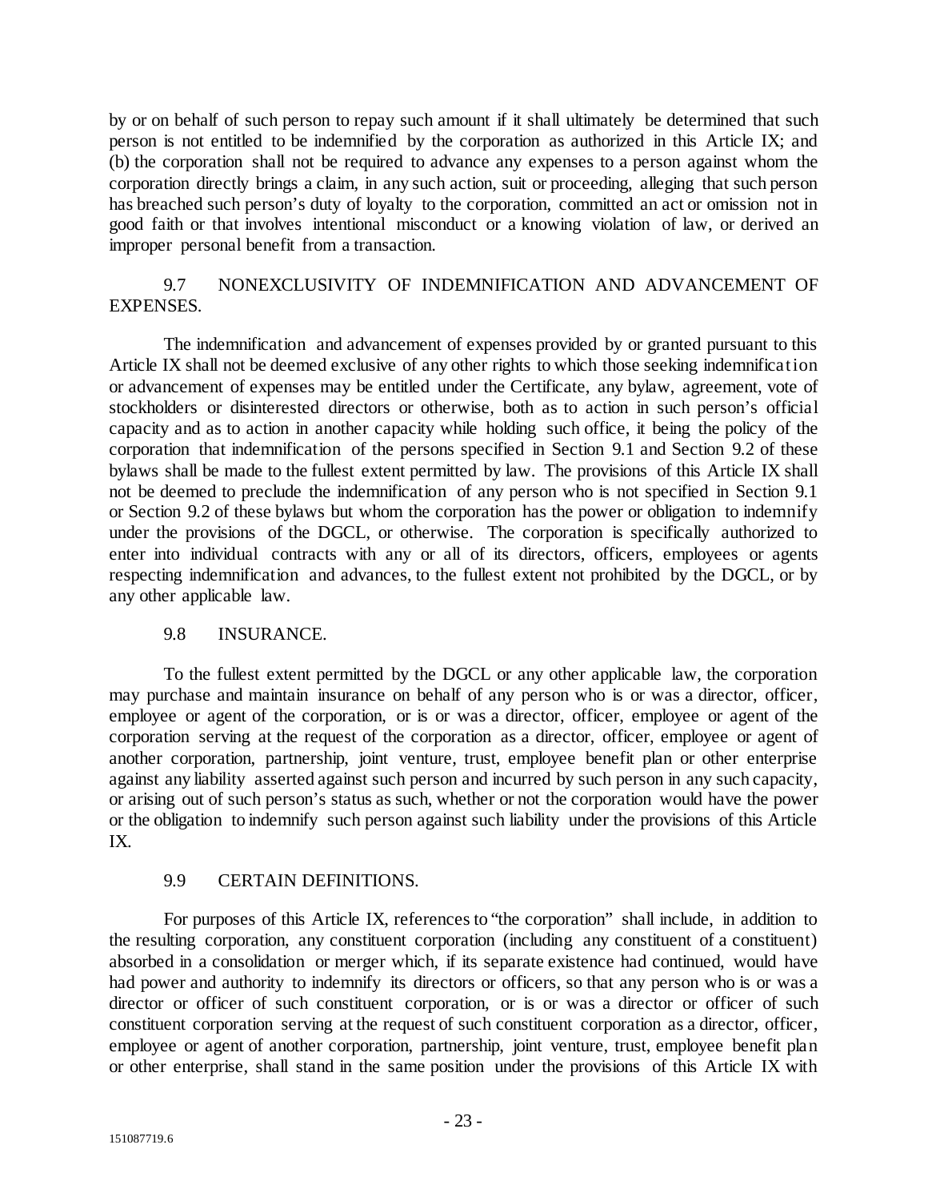by or on behalf of such person to repay such amount if it shall ultimately be determined that such person is not entitled to be indemnified by the corporation as authorized in this Article IX; and (b) the corporation shall not be required to advance any expenses to a person against whom the corporation directly brings a claim, in any such action, suit or proceeding, alleging that such person has breached such person's duty of loyalty to the corporation, committed an act or omission not in good faith or that involves intentional misconduct or a knowing violation of law, or derived an improper personal benefit from a transaction.

### 9.7 NONEXCLUSIVITY OF INDEMNIFICATION AND ADVANCEMENT OF EXPENSES.

The indemnification and advancement of expenses provided by or granted pursuant to this Article IX shall not be deemed exclusive of any other rights to which those seeking indemnification or advancement of expenses may be entitled under the Certificate, any bylaw, agreement, vote of stockholders or disinterested directors or otherwise, both as to action in such person's official capacity and as to action in another capacity while holding such office, it being the policy of the corporation that indemnification of the persons specified in Section 9.1 and Section 9.2 of these bylaws shall be made to the fullest extent permitted by law. The provisions of this Article IX shall not be deemed to preclude the indemnification of any person who is not specified in Section 9.1 or Section 9.2 of these bylaws but whom the corporation has the power or obligation to indemnify under the provisions of the DGCL, or otherwise. The corporation is specifically authorized to enter into individual contracts with any or all of its directors, officers, employees or agents respecting indemnification and advances, to the fullest extent not prohibited by the DGCL, or by any other applicable law.

### 9.8 INSURANCE.

To the fullest extent permitted by the DGCL or any other applicable law, the corporation may purchase and maintain insurance on behalf of any person who is or was a director, officer, employee or agent of the corporation, or is or was a director, officer, employee or agent of the corporation serving at the request of the corporation as a director, officer, employee or agent of another corporation, partnership, joint venture, trust, employee benefit plan or other enterprise against any liability asserted against such person and incurred by such person in any such capacity, or arising out of such person's status as such, whether or not the corporation would have the power or the obligation to indemnify such person against such liability under the provisions of this Article IX.

### 9.9 CERTAIN DEFINITIONS.

For purposes of this Article IX, references to "the corporation" shall include, in addition to the resulting corporation, any constituent corporation (including any constituent of a constituent) absorbed in a consolidation or merger which, if its separate existence had continued, would have had power and authority to indemnify its directors or officers, so that any person who is or was a director or officer of such constituent corporation, or is or was a director or officer of such constituent corporation serving at the request of such constituent corporation as a director, officer, employee or agent of another corporation, partnership, joint venture, trust, employee benefit plan or other enterprise, shall stand in the same position under the provisions of this Article IX with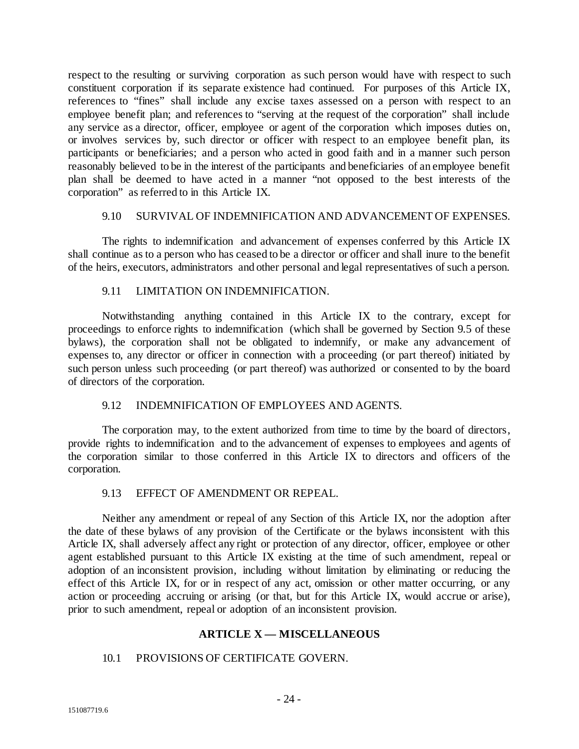respect to the resulting or surviving corporation as such person would have with respect to such constituent corporation if its separate existence had continued. For purposes of this Article IX, references to "fines" shall include any excise taxes assessed on a person with respect to an employee benefit plan; and references to "serving at the request of the corporation" shall include any service as a director, officer, employee or agent of the corporation which imposes duties on, or involves services by, such director or officer with respect to an employee benefit plan, its participants or beneficiaries; and a person who acted in good faith and in a manner such person reasonably believed to be in the interest of the participants and beneficiaries of an employee benefit plan shall be deemed to have acted in a manner "not opposed to the best interests of the corporation" as referred to in this Article IX.

### 9.10 SURVIVAL OF INDEMNIFICATION AND ADVANCEMENT OF EXPENSES.

The rights to indemnification and advancement of expenses conferred by this Article IX shall continue as to a person who has ceased to be a director or officer and shall inure to the benefit of the heirs, executors, administrators and other personal and legal representatives of such a person.

### 9.11 LIMITATION ON INDEMNIFICATION.

Notwithstanding anything contained in this Article IX to the contrary, except for proceedings to enforce rights to indemnification (which shall be governed by Section 9.5 of these bylaws), the corporation shall not be obligated to indemnify, or make any advancement of expenses to, any director or officer in connection with a proceeding (or part thereof) initiated by such person unless such proceeding (or part thereof) was authorized or consented to by the board of directors of the corporation.

### 9.12 INDEMNIFICATION OF EMPLOYEES AND AGENTS.

The corporation may, to the extent authorized from time to time by the board of directors, provide rights to indemnification and to the advancement of expenses to employees and agents of the corporation similar to those conferred in this Article IX to directors and officers of the corporation.

### 9.13 EFFECT OF AMENDMENT OR REPEAL.

Neither any amendment or repeal of any Section of this Article IX, nor the adoption after the date of these bylaws of any provision of the Certificate or the bylaws inconsistent with this Article IX, shall adversely affect any right or protection of any director, officer, employee or other agent established pursuant to this Article IX existing at the time of such amendment, repeal or adoption of an inconsistent provision, including without limitation by eliminating or reducing the effect of this Article IX, for or in respect of any act, omission or other matter occurring, or any action or proceeding accruing or arising (or that, but for this Article IX, would accrue or arise), prior to such amendment, repeal or adoption of an inconsistent provision.

## ARTICLE X — MISCELLANEOUS

### 10.1 PROVISIONS OF CERTIFICATE GOVERN.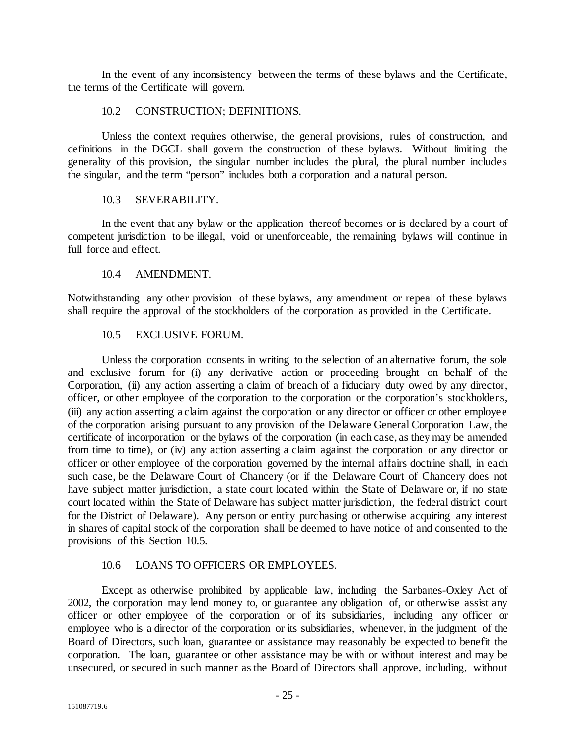In the event of any inconsistency between the terms of these bylaws and the Certificate, the terms of the Certificate will govern.

### 10.2 CONSTRUCTION; DEFINITIONS.

Unless the context requires otherwise, the general provisions, rules of construction, and definitions in the DGCL shall govern the construction of these bylaws. Without limiting the generality of this provision, the singular number includes the plural, the plural number includes the singular, and the term "person" includes both a corporation and a natural person.

### 10.3 SEVERABILITY.

In the event that any bylaw or the application thereof becomes or is declared by a court of competent jurisdiction to be illegal, void or unenforceable, the remaining bylaws will continue in full force and effect.

### 10.4 AMENDMENT.

Notwithstanding any other provision of these bylaws, any amendment or repeal of these bylaws shall require the approval of the stockholders of the corporation as provided in the Certificate.

### 10.5 EXCLUSIVE FORUM.

Unless the corporation consents in writing to the selection of an alternative forum, the sole and exclusive forum for (i) any derivative action or proceeding brought on behalf of the Corporation, (ii) any action asserting a claim of breach of a fiduciary duty owed by any director, officer, or other employee of the corporation to the corporation or the corporation's stockholders, (iii) any action asserting a claim against the corporation or any director or officer or other employee of the corporation arising pursuant to any provision of the Delaware General Corporation Law, the certificate of incorporation or the bylaws of the corporation (in each case, as they may be amended from time to time), or (iv) any action asserting a claim against the corporation or any director or officer or other employee of the corporation governed by the internal affairs doctrine shall, in each such case, be the Delaware Court of Chancery (or if the Delaware Court of Chancery does not have subject matter jurisdiction, a state court located within the State of Delaware or, if no state court located within the State of Delaware has subject matter jurisdiction, the federal district court for the District of Delaware). Any person or entity purchasing or otherwise acquiring any interest in shares of capital stock of the corporation shall be deemed to have notice of and consented to the provisions of this Section 10.5.

### 10.6 LOANS TO OFFICERS OR EMPLOYEES.

Except as otherwise prohibited by applicable law, including the Sarbanes-Oxley Act of 2002, the corporation may lend money to, or guarantee any obligation of, or otherwise assist any officer or other employee of the corporation or of its subsidiaries, including any officer or employee who is a director of the corporation or its subsidiaries, whenever, in the judgment of the Board of Directors, such loan, guarantee or assistance may reasonably be expected to benefit the corporation. The loan, guarantee or other assistance may be with or without interest and may be unsecured, or secured in such manner as the Board of Directors shall approve, including, without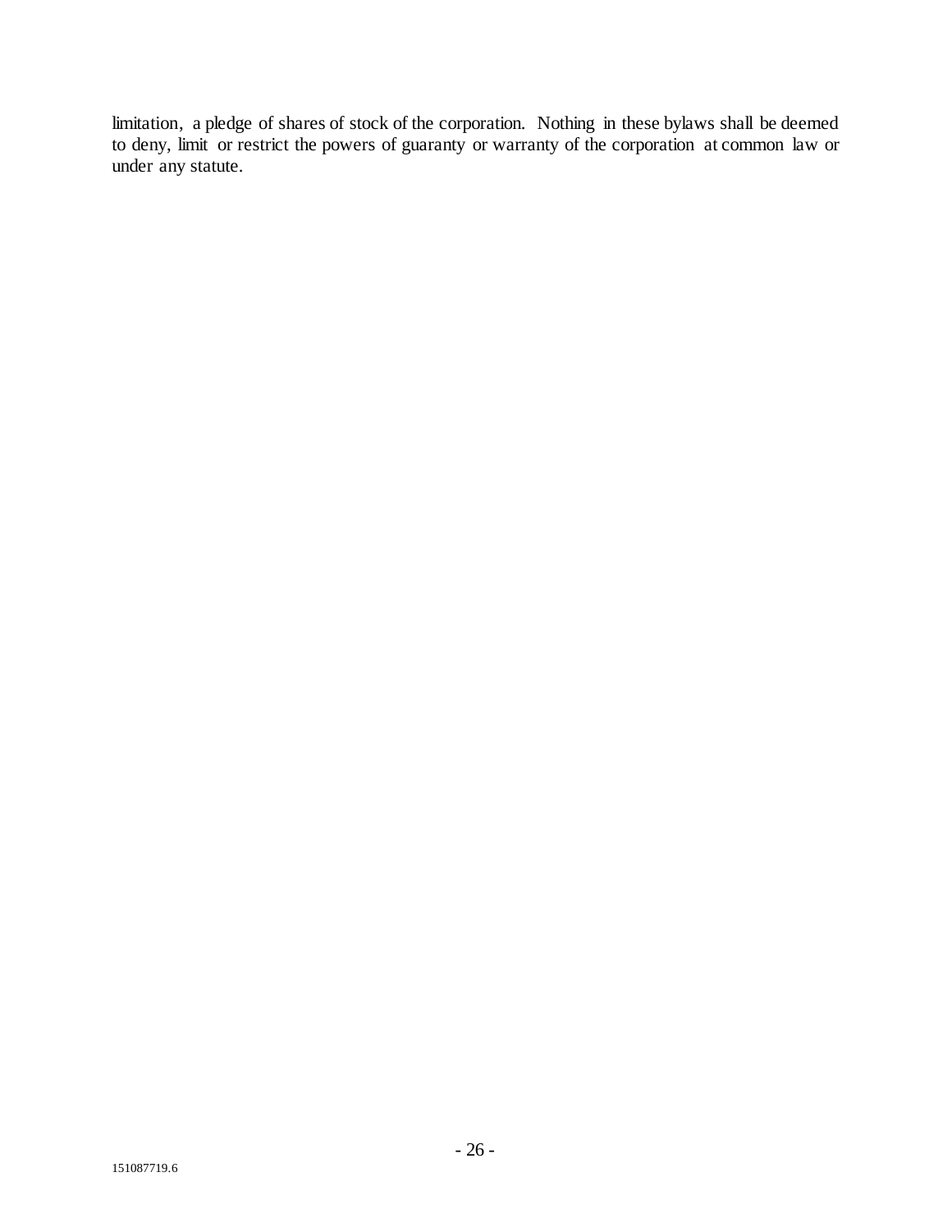limitation, a pledge of shares of stock of the corporation. Nothing in these bylaws shall be deemed to deny, limit or restrict the powers of guaranty or warranty of the corporation at common law or under any statute.

151087719.6